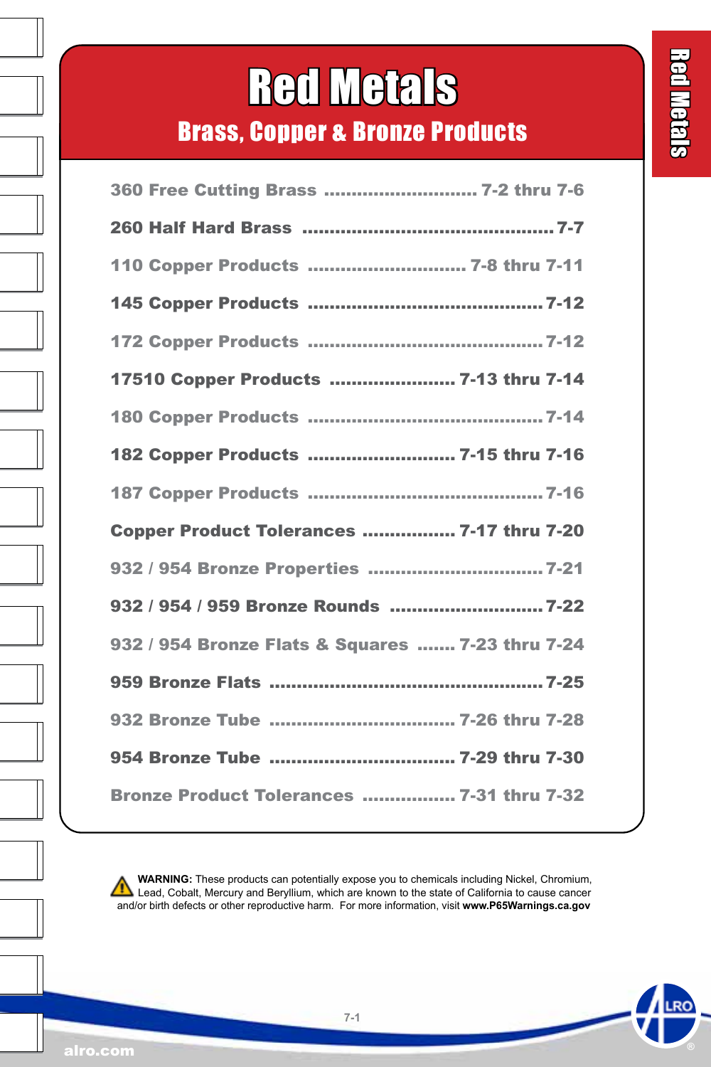# Red Metals

## Brass, Copper & Bronze Products

| Product | Pages |
|---|---|
| 360 Free Cutting Brass | 7-2 thru 7-6 |
| 260 Half Hard Brass | 7-7 |
| 110 Copper Products | 7-8 thru 7-11 |
| 145 Copper Products | 7-12 |
| 172 Copper Products | 7-12 |
| 17510 Copper Products | 7-13 thru 7-14 |
| 180 Copper Products | 7-14 |
| 182 Copper Products | 7-15 thru 7-16 |
| 187 Copper Products | 7-16 |
| Copper Product Tolerances | 7-17 thru 7-20 |
| 932 / 954 Bronze Properties | 7-21 |
| 932 / 954 / 959 Bronze Rounds | 7-22 |
| 932 / 954 Bronze Flats & Squares | 7-23 thru 7-24 |
| 959 Bronze Flats | 7-25 |
| 932 Bronze Tube | 7-26 thru 7-28 |
| 954 Bronze Tube | 7-29 thru 7-30 |
| Bronze Product Tolerances | 7-31 thru 7-32 |

**WARNING:** These products can potentially expose you to chemicals including Nickel, Chromium, Lead, Cobalt, Mercury and Beryllium, which are known to the state of California to cause cancer and/or birth defects or other reproductive harm. For more information, visit **www.P65Warnings.ca.gov**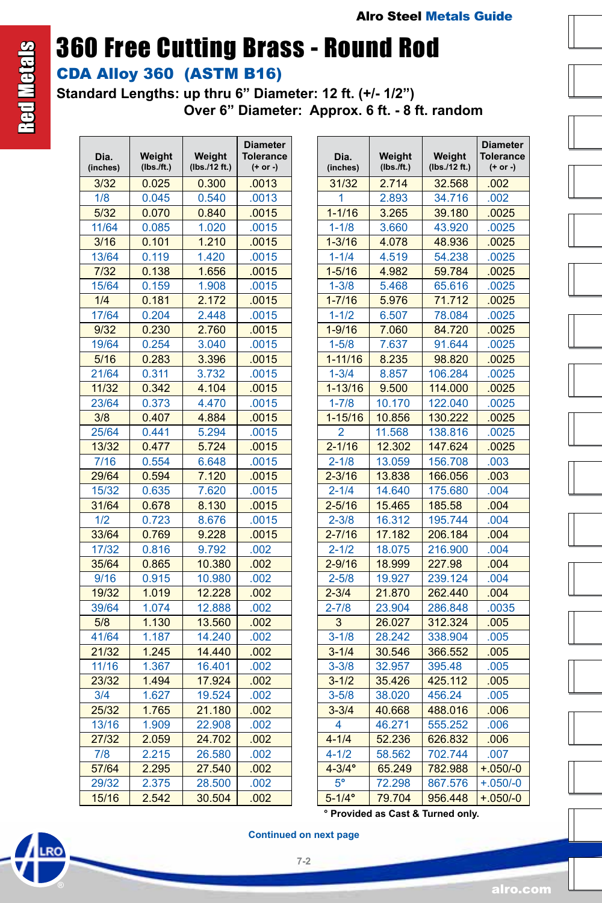# 360 Free Cutting Brass - Round Rod

## CDA Alloy 360 (ASTM B16)

**Standard Lengths: up thru 6" Diameter: 12 ft. (+/- 1/2")**
**Over 6" Diameter: Approx. 6 ft. - 8 ft. random**

| Dia. (inches) | Weight (lbs./ft.) | Weight (lbs./12 ft.) | Diameter Tolerance (+ or -) |
|---|---|---|---|
| 3/32 | 0.025 | 0.300 | .0013 |
| 1/8 | 0.045 | 0.540 | .0013 |
| 5/32 | 0.070 | 0.840 | .0015 |
| 11/64 | 0.085 | 1.020 | .0015 |
| 3/16 | 0.101 | 1.210 | .0015 |
| 13/64 | 0.119 | 1.420 | .0015 |
| 7/32 | 0.138 | 1.656 | .0015 |
| 15/64 | 0.159 | 1.908 | .0015 |
| 1/4 | 0.181 | 2.172 | .0015 |
| 17/64 | 0.204 | 2.448 | .0015 |
| 9/32 | 0.230 | 2.760 | .0015 |
| 19/64 | 0.254 | 3.040 | .0015 |
| 5/16 | 0.283 | 3.396 | .0015 |
| 21/64 | 0.311 | 3.732 | .0015 |
| 11/32 | 0.342 | 4.104 | .0015 |
| 23/64 | 0.373 | 4.470 | .0015 |
| 3/8 | 0.407 | 4.884 | .0015 |
| 25/64 | 0.441 | 5.294 | .0015 |
| 13/32 | 0.477 | 5.724 | .0015 |
| 7/16 | 0.554 | 6.648 | .0015 |
| 29/64 | 0.594 | 7.120 | .0015 |
| 15/32 | 0.635 | 7.620 | .0015 |
| 31/64 | 0.678 | 8.130 | .0015 |
| 1/2 | 0.723 | 8.676 | .0015 |
| 33/64 | 0.769 | 9.228 | .0015 |
| 17/32 | 0.816 | 9.792 | .002 |
| 35/64 | 0.865 | 10.380 | .002 |
| 9/16 | 0.915 | 10.980 | .002 |
| 19/32 | 1.019 | 12.228 | .002 |
| 39/64 | 1.074 | 12.888 | .002 |
| 5/8 | 1.130 | 13.560 | .002 |
| 41/64 | 1.187 | 14.240 | .002 |
| 21/32 | 1.245 | 14.440 | .002 |
| 11/16 | 1.367 | 16.401 | .002 |
| 23/32 | 1.494 | 17.924 | .002 |
| 3/4 | 1.627 | 19.524 | .002 |
| 25/32 | 1.765 | 21.180 | .002 |
| 13/16 | 1.909 | 22.908 | .002 |
| 27/32 | 2.059 | 24.702 | .002 |
| 7/8 | 2.215 | 26.580 | .002 |
| 57/64 | 2.295 | 27.540 | .002 |
| 29/32 | 2.375 | 28.500 | .002 |
| 15/16 | 2.542 | 30.504 | .002 |
| 31/32 | 2.714 | 32.568 | .002 |
| 1 | 2.893 | 34.716 | .002 |
| 1-1/16 | 3.265 | 39.180 | .0025 |
| 1-1/8 | 3.660 | 43.920 | .0025 |
| 1-3/16 | 4.078 | 48.936 | .0025 |
| 1-1/4 | 4.519 | 54.238 | .0025 |
| 1-5/16 | 4.982 | 59.784 | .0025 |
| 1-3/8 | 5.468 | 65.616 | .0025 |
| 1-7/16 | 5.976 | 71.712 | .0025 |
| 1-1/2 | 6.507 | 78.084 | .0025 |
| 1-9/16 | 7.060 | 84.720 | .0025 |
| 1-5/8 | 7.637 | 91.644 | .0025 |
| 1-11/16 | 8.235 | 98.820 | .0025 |
| 1-3/4 | 8.857 | 106.284 | .0025 |
| 1-13/16 | 9.500 | 114.000 | .0025 |
| 1-7/8 | 10.170 | 122.040 | .0025 |
| 1-15/16 | 10.856 | 130.222 | .0025 |
| 2 | 11.568 | 138.816 | .0025 |
| 2-1/16 | 12.302 | 147.624 | .0025 |
| 2-1/8 | 13.059 | 156.708 | .003 |
| 2-3/16 | 13.838 | 166.056 | .003 |
| 2-1/4 | 14.640 | 175.680 | .004 |
| 2-5/16 | 15.465 | 185.58 | .004 |
| 2-3/8 | 16.312 | 195.744 | .004 |
| 2-7/16 | 17.182 | 206.184 | .004 |
| 2-1/2 | 18.075 | 216.900 | .004 |
| 2-9/16 | 18.999 | 227.98 | .004 |
| 2-5/8 | 19.927 | 239.124 | .004 |
| 2-3/4 | 21.870 | 262.440 | .004 |
| 2-7/8 | 23.904 | 286.848 | .0035 |
| 3 | 26.027 | 312.324 | .005 |
| 3-1/8 | 28.242 | 338.904 | .005 |
| 3-1/4 | 30.546 | 366.552 | .005 |
| 3-3/8 | 32.957 | 395.48 | .005 |
| 3-1/2 | 35.426 | 425.112 | .005 |
| 3-5/8 | 38.020 | 456.24 | .005 |
| 3-3/4 | 40.668 | 488.016 | .006 |
| 4 | 46.271 | 555.252 | .006 |
| 4-1/4 | 52.236 | 626.832 | .006 |
| 4-1/2 | 58.562 | 702.744 | .007 |
| 4-3/4° | 65.249 | 782.988 | +.050/-0 |
| 5° | 72.298 | 867.576 | +.050/-0 |
| 5-1/4° | 79.704 | 956.448 | +.050/-0 |

° Provided as Cast & Turned only.

Continued on next page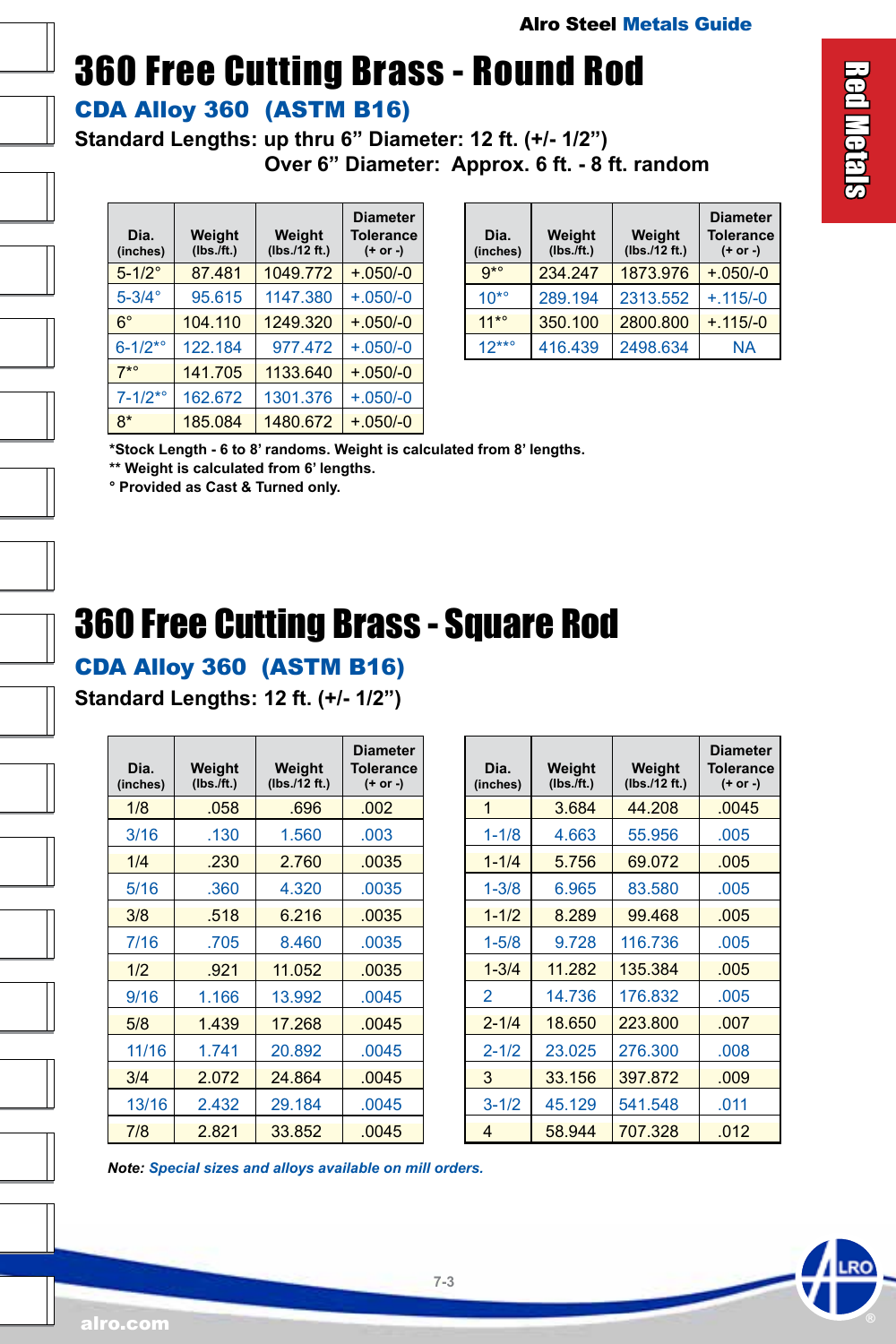# 360 Free Cutting Brass - Round Rod

## CDA Alloy 360 (ASTM B16)

**Standard Lengths: up thru 6" Diameter: 12 ft. (+/- 1/2")**
**Over 6" Diameter: Approx. 6 ft. - 8 ft. random**

| Dia. (inches) | Weight (lbs./ft.) | Weight (lbs./12 ft.) | Diameter Tolerance (+ or -) |
|---|---|---|---|
| 5-1/2° | 87.481 | 1049.772 | +.050/-0 |
| 5-3/4° | 95.615 | 1147.380 | +.050/-0 |
| 6° | 104.110 | 1249.320 | +.050/-0 |
| 6-1/2*° | 122.184 | 977.472 | +.050/-0 |
| 7*° | 141.705 | 1133.640 | +.050/-0 |
| 7-1/2*° | 162.672 | 1301.376 | +.050/-0 |
| 8* | 185.084 | 1480.672 | +.050/-0 |
| 9*° | 234.247 | 1873.976 | +.050/-0 |
| 10*° | 289.194 | 2313.552 | +.115/-0 |
| 11*° | 350.100 | 2800.800 | +.115/-0 |
| 12**° | 416.439 | 2498.634 | NA |

**\*Stock Length - 6 to 8' randoms. Weight is calculated from 8' lengths.**
**\*\* Weight is calculated from 6' lengths.**
**° Provided as Cast & Turned only.**

# 360 Free Cutting Brass - Square Rod

## CDA Alloy 360 (ASTM B16)

**Standard Lengths: 12 ft. (+/- 1/2")**

| Dia. (inches) | Weight (lbs./ft.) | Weight (lbs./12 ft.) | Diameter Tolerance (+ or -) |
|---|---|---|---|
| 1/8 | .058 | .696 | .002 |
| 3/16 | .130 | 1.560 | .003 |
| 1/4 | .230 | 2.760 | .0035 |
| 5/16 | .360 | 4.320 | .0035 |
| 3/8 | .518 | 6.216 | .0035 |
| 7/16 | .705 | 8.460 | .0035 |
| 1/2 | .921 | 11.052 | .0035 |
| 9/16 | 1.166 | 13.992 | .0045 |
| 5/8 | 1.439 | 17.268 | .0045 |
| 11/16 | 1.741 | 20.892 | .0045 |
| 3/4 | 2.072 | 24.864 | .0045 |
| 13/16 | 2.432 | 29.184 | .0045 |
| 7/8 | 2.821 | 33.852 | .0045 |
| 1 | 3.684 | 44.208 | .0045 |
| 1-1/8 | 4.663 | 55.956 | .005 |
| 1-1/4 | 5.756 | 69.072 | .005 |
| 1-3/8 | 6.965 | 83.580 | .005 |
| 1-1/2 | 8.289 | 99.468 | .005 |
| 1-5/8 | 9.728 | 116.736 | .005 |
| 1-3/4 | 11.282 | 135.384 | .005 |
| 2 | 14.736 | 176.832 | .005 |
| 2-1/4 | 18.650 | 223.800 | .007 |
| 2-1/2 | 23.025 | 276.300 | .008 |
| 3 | 33.156 | 397.872 | .009 |
| 3-1/2 | 45.129 | 541.548 | .011 |
| 4 | 58.944 | 707.328 | .012 |

***Note:** Special sizes and alloys available on mill orders.*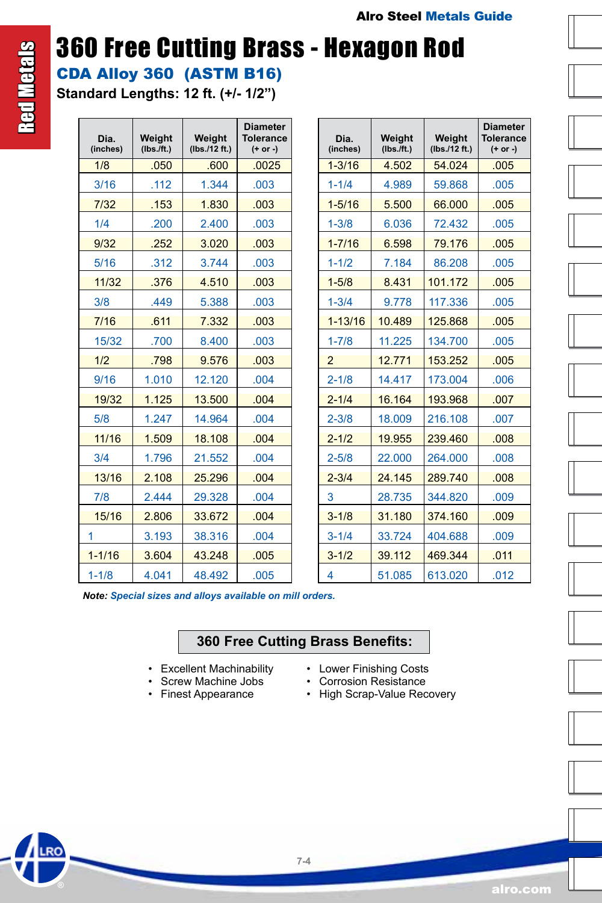Red Metals

# 360 Free Cutting Brass - Hexagon Rod

## CDA Alloy 360 (ASTM B16)

**Standard Lengths: 12 ft. (+/- 1/2")**

| Dia. (inches) | Weight (lbs./ft.) | Weight (lbs./12 ft.) | Diameter Tolerance (+ or -) |
|---|---|---|---|
| 1/8 | .050 | .600 | .0025 |
| 3/16 | .112 | 1.344 | .003 |
| 7/32 | .153 | 1.830 | .003 |
| 1/4 | .200 | 2.400 | .003 |
| 9/32 | .252 | 3.020 | .003 |
| 5/16 | .312 | 3.744 | .003 |
| 11/32 | .376 | 4.510 | .003 |
| 3/8 | .449 | 5.388 | .003 |
| 7/16 | .611 | 7.332 | .003 |
| 15/32 | .700 | 8.400 | .003 |
| 1/2 | .798 | 9.576 | .003 |
| 9/16 | 1.010 | 12.120 | .004 |
| 19/32 | 1.125 | 13.500 | .004 |
| 5/8 | 1.247 | 14.964 | .004 |
| 11/16 | 1.509 | 18.108 | .004 |
| 3/4 | 1.796 | 21.552 | .004 |
| 13/16 | 2.108 | 25.296 | .004 |
| 7/8 | 2.444 | 29.328 | .004 |
| 15/16 | 2.806 | 33.672 | .004 |
| 1 | 3.193 | 38.316 | .004 |
| 1-1/16 | 3.604 | 43.248 | .005 |
| 1-1/8 | 4.041 | 48.492 | .005 |
| 1-3/16 | 4.502 | 54.024 | .005 |
| 1-1/4 | 4.989 | 59.868 | .005 |
| 1-5/16 | 5.500 | 66.000 | .005 |
| 1-3/8 | 6.036 | 72.432 | .005 |
| 1-7/16 | 6.598 | 79.176 | .005 |
| 1-1/2 | 7.184 | 86.208 | .005 |
| 1-5/8 | 8.431 | 101.172 | .005 |
| 1-3/4 | 9.778 | 117.336 | .005 |
| 1-13/16 | 10.489 | 125.868 | .005 |
| 1-7/8 | 11.225 | 134.700 | .005 |
| 2 | 12.771 | 153.252 | .005 |
| 2-1/8 | 14.417 | 173.004 | .006 |
| 2-1/4 | 16.164 | 193.968 | .007 |
| 2-3/8 | 18.009 | 216.108 | .007 |
| 2-1/2 | 19.955 | 239.460 | .008 |
| 2-5/8 | 22.000 | 264.000 | .008 |
| 2-3/4 | 24.145 | 289.740 | .008 |
| 3 | 28.735 | 344.820 | .009 |
| 3-1/8 | 31.180 | 374.160 | .009 |
| 3-1/4 | 33.724 | 404.688 | .009 |
| 3-1/2 | 39.112 | 469.344 | .011 |
| 4 | 51.085 | 613.020 | .012 |

***Note:*** *Special sizes and alloys available on mill orders.*

### 360 Free Cutting Brass Benefits:

- Excellent Machinability
- Screw Machine Jobs
- Finest Appearance
- Lower Finishing Costs
- Corrosion Resistance
- High Scrap-Value Recovery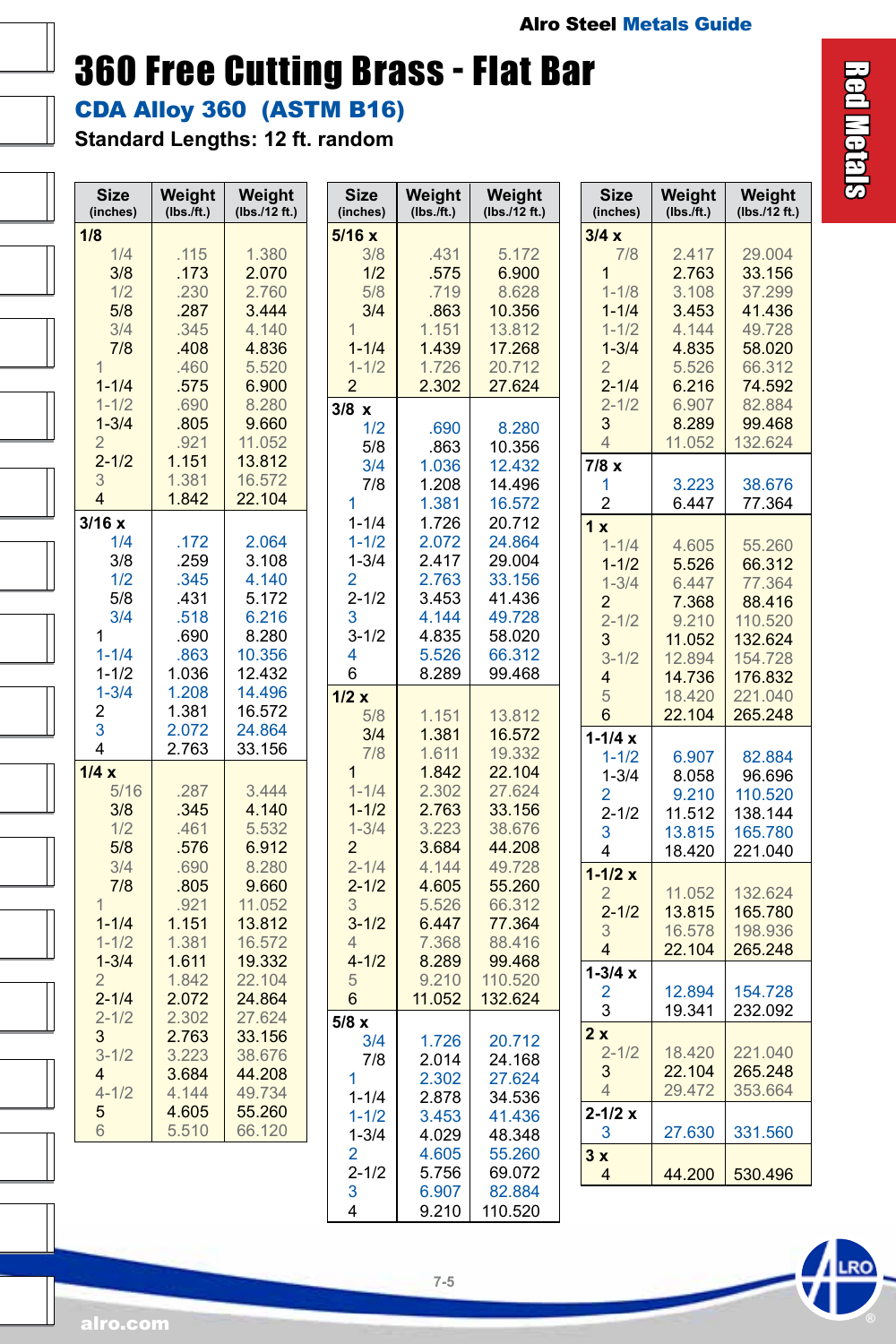# 360 Free Cutting Brass - Flat Bar

## CDA Alloy 360 (ASTM B16)

**Standard Lengths: 12 ft. random**

| Size (inches) | Weight (lbs./ft.) | Weight (lbs./12 ft.) |
|---|---|---|
| **1/8** | | |
| 1/4 | .115 | 1.380 |
| 3/8 | .173 | 2.070 |
| 1/2 | .230 | 2.760 |
| 5/8 | .287 | 3.444 |
| 3/4 | .345 | 4.140 |
| 7/8 | .408 | 4.836 |
| 1 | .460 | 5.520 |
| 1-1/4 | .575 | 6.900 |
| 1-1/2 | .690 | 8.280 |
| 1-3/4 | .805 | 9.660 |
| 2 | .921 | 11.052 |
| 2-1/2 | 1.151 | 13.812 |
| 3 | 1.381 | 16.572 |
| 4 | 1.842 | 22.104 |
| **3/16 x** | | |
| 1/4 | .172 | 2.064 |
| 3/8 | .259 | 3.108 |
| 1/2 | .345 | 4.140 |
| 5/8 | .431 | 5.172 |
| 3/4 | .518 | 6.216 |
| 1 | .690 | 8.280 |
| 1-1/4 | .863 | 10.356 |
| 1-1/2 | 1.036 | 12.432 |
| 1-3/4 | 1.208 | 14.496 |
| 2 | 1.381 | 16.572 |
| 3 | 2.072 | 24.864 |
| 4 | 2.763 | 33.156 |
| **1/4 x** | | |
| 5/16 | .287 | 3.444 |
| 3/8 | .345 | 4.140 |
| 1/2 | .461 | 5.532 |
| 5/8 | .576 | 6.912 |
| 3/4 | .690 | 8.280 |
| 7/8 | .805 | 9.660 |
| 1 | .921 | 11.052 |
| 1-1/4 | 1.151 | 13.812 |
| 1-1/2 | 1.381 | 16.572 |
| 1-3/4 | 1.611 | 19.332 |
| 2 | 1.842 | 22.104 |
| 2-1/4 | 2.072 | 24.864 |
| 2-1/2 | 2.302 | 27.624 |
| 3 | 2.763 | 33.156 |
| 3-1/2 | 3.223 | 38.676 |
| 4 | 3.684 | 44.208 |
| 4-1/2 | 4.144 | 49.734 |
| 5 | 4.605 | 55.260 |
| 6 | 5.510 | 66.120 |
| **5/16 x** | | |
| 3/8 | .431 | 5.172 |
| 1/2 | .575 | 6.900 |
| 5/8 | .719 | 8.628 |
| 3/4 | .863 | 10.356 |
| 1 | 1.151 | 13.812 |
| 1-1/4 | 1.439 | 17.268 |
| 1-1/2 | 1.726 | 20.712 |
| 2 | 2.302 | 27.624 |
| **3/8 x** | | |
| 1/2 | .690 | 8.280 |
| 5/8 | .863 | 10.356 |
| 3/4 | 1.036 | 12.432 |
| 7/8 | 1.208 | 14.496 |
| 1 | 1.381 | 16.572 |
| 1-1/4 | 1.726 | 20.712 |
| 1-1/2 | 2.072 | 24.864 |
| 1-3/4 | 2.417 | 29.004 |
| 2 | 2.763 | 33.156 |
| 2-1/2 | 3.453 | 41.436 |
| 3 | 4.144 | 49.728 |
| 3-1/2 | 4.835 | 58.020 |
| 4 | 5.526 | 66.312 |
| 6 | 8.289 | 99.468 |
| **1/2 x** | | |
| 5/8 | 1.151 | 13.812 |
| 3/4 | 1.381 | 16.572 |
| 7/8 | 1.611 | 19.332 |
| 1 | 1.842 | 22.104 |
| 1-1/4 | 2.302 | 27.624 |
| 1-1/2 | 2.763 | 33.156 |
| 1-3/4 | 3.223 | 38.676 |
| 2 | 3.684 | 44.208 |
| 2-1/4 | 4.144 | 49.728 |
| 2-1/2 | 4.605 | 55.260 |
| 3 | 5.526 | 66.312 |
| 3-1/2 | 6.447 | 77.364 |
| 4 | 7.368 | 88.416 |
| 4-1/2 | 8.289 | 99.468 |
| 5 | 9.210 | 110.520 |
| 6 | 11.052 | 132.624 |
| **5/8 x** | | |
| 3/4 | 1.726 | 20.712 |
| 7/8 | 2.014 | 24.168 |
| 1 | 2.302 | 27.624 |
| 1-1/4 | 2.878 | 34.536 |
| 1-1/2 | 3.453 | 41.436 |
| 1-3/4 | 4.029 | 48.348 |
| 2 | 4.605 | 55.260 |
| 2-1/2 | 5.756 | 69.072 |
| 3 | 6.907 | 82.884 |
| 4 | 9.210 | 110.520 |
| **3/4 x** | | |
| 7/8 | 2.417 | 29.004 |
| 1 | 2.763 | 33.156 |
| 1-1/8 | 3.108 | 37.299 |
| 1-1/4 | 3.453 | 41.436 |
| 1-1/2 | 4.144 | 49.728 |
| 1-3/4 | 4.835 | 58.020 |
| 2 | 5.526 | 66.312 |
| 2-1/4 | 6.216 | 74.592 |
| 2-1/2 | 6.907 | 82.884 |
| 3 | 8.289 | 99.468 |
| 4 | 11.052 | 132.624 |
| **7/8 x** | | |
| 1 | 3.223 | 38.676 |
| 2 | 6.447 | 77.364 |
| **1 x** | | |
| 1-1/4 | 4.605 | 55.260 |
| 1-1/2 | 5.526 | 66.312 |
| 1-3/4 | 6.447 | 77.364 |
| 2 | 7.368 | 88.416 |
| 2-1/2 | 9.210 | 110.520 |
| 3 | 11.052 | 132.624 |
| 3-1/2 | 12.894 | 154.728 |
| 4 | 14.736 | 176.832 |
| 5 | 18.420 | 221.040 |
| 6 | 22.104 | 265.248 |
| **1-1/4 x** | | |
| 1-1/2 | 6.907 | 82.884 |
| 1-3/4 | 8.058 | 96.696 |
| 2 | 9.210 | 110.520 |
| 2-1/2 | 11.512 | 138.144 |
| 3 | 13.815 | 165.780 |
| 4 | 18.420 | 221.040 |
| **1-1/2 x** | | |
| 2 | 11.052 | 132.624 |
| 2-1/2 | 13.815 | 165.780 |
| 3 | 16.578 | 198.936 |
| 4 | 22.104 | 265.248 |
| **1-3/4 x** | | |
| 2 | 12.894 | 154.728 |
| 3 | 19.341 | 232.092 |
| **2 x** | | |
| 2-1/2 | 18.420 | 221.040 |
| 3 | 22.104 | 265.248 |
| 4 | 29.472 | 353.664 |
| **2-1/2 x** | | |
| 3 | 27.630 | 331.560 |
| **3 x** | | |
| 4 | 44.200 | 530.496 |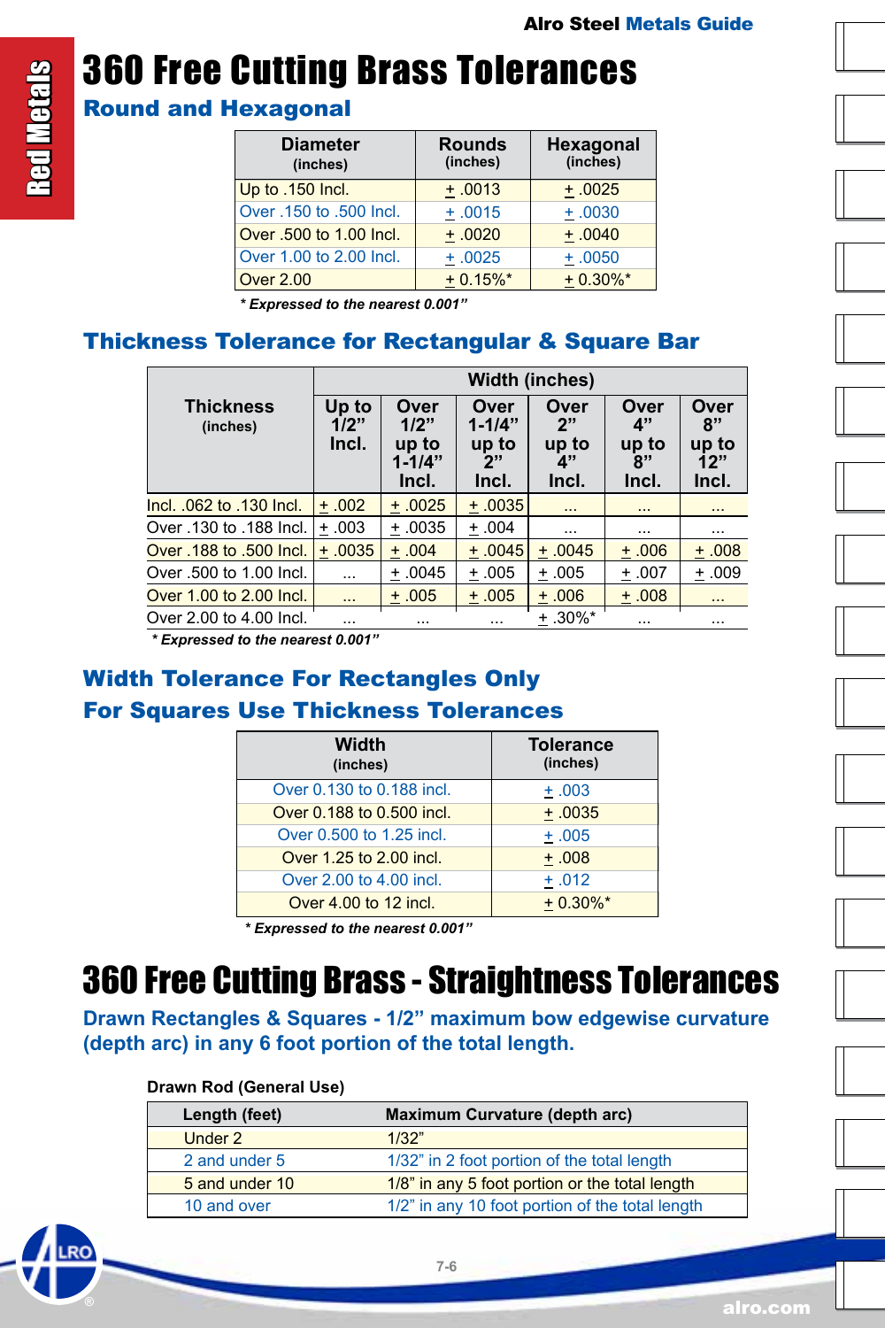# 360 Free Cutting Brass Tolerances

## Round and Hexagonal

| Diameter (inches) | Rounds (inches) | Hexagonal (inches) |
|---|---|---|
| Up to .150 Incl. | ± .0013 | ± .0025 |
| Over .150 to .500 Incl. | ± .0015 | ± .0030 |
| Over .500 to 1.00 Incl. | ± .0020 | ± .0040 |
| Over 1.00 to 2.00 Incl. | ± .0025 | ± .0050 |
| Over 2.00 | ± 0.15%* | ± 0.30%* |

*** Expressed to the nearest 0.001"**

## Thickness Tolerance for Rectangular & Square Bar

| Thickness (inches) | Width (inches) | | | | | |
|---|---|---|---|---|---|---|
| | Up to 1/2" Incl. | Over 1/2" up to 1-1/4" Incl. | Over 1-1/4" up to 2" Incl. | Over 2" up to 4" Incl. | Over 4" up to 8" Incl. | Over 8" up to 12" Incl. |
| Incl. .062 to .130 Incl. | ± .002 | ± .0025 | ± .0035 | ... | ... | ... |
| Over .130 to .188 Incl. | ± .003 | ± .0035 | ± .004 | ... | ... | ... |
| Over .188 to .500 Incl. | ± .0035 | ± .004 | ± .0045 | ± .0045 | ± .006 | ± .008 |
| Over .500 to 1.00 Incl. | ... | ± .0045 | ± .005 | ± .005 | ± .007 | ± .009 |
| Over 1.00 to 2.00 Incl. | ... | ± .005 | ± .005 | ± .006 | ± .008 | ... |
| Over 2.00 to 4.00 Incl. | ... | ... | ... | ± .30%* | ... | ... |

*** Expressed to the nearest 0.001"**

## Width Tolerance For Rectangles Only
## For Squares Use Thickness Tolerances

| Width (inches) | Tolerance (inches) |
|---|---|
| Over 0.130 to 0.188 incl. | ± .003 |
| Over 0.188 to 0.500 incl. | ± .0035 |
| Over 0.500 to 1.25 incl. | ± .005 |
| Over 1.25 to 2.00 incl. | ± .008 |
| Over 2.00 to 4.00 incl. | ± .012 |
| Over 4.00 to 12 incl. | ± 0.30%* |

*** Expressed to the nearest 0.001"**

# 360 Free Cutting Brass - Straightness Tolerances

**Drawn Rectangles & Squares - 1/2" maximum bow edgewise curvature (depth arc) in any 6 foot portion of the total length.**

**Drawn Rod (General Use)**

| Length (feet) | Maximum Curvature (depth arc) |
|---|---|
| Under 2 | 1/32" |
| 2 and under 5 | 1/32" in 2 foot portion of the total length |
| 5 and under 10 | 1/8" in any 5 foot portion or the total length |
| 10 and over | 1/2" in any 10 foot portion of the total length |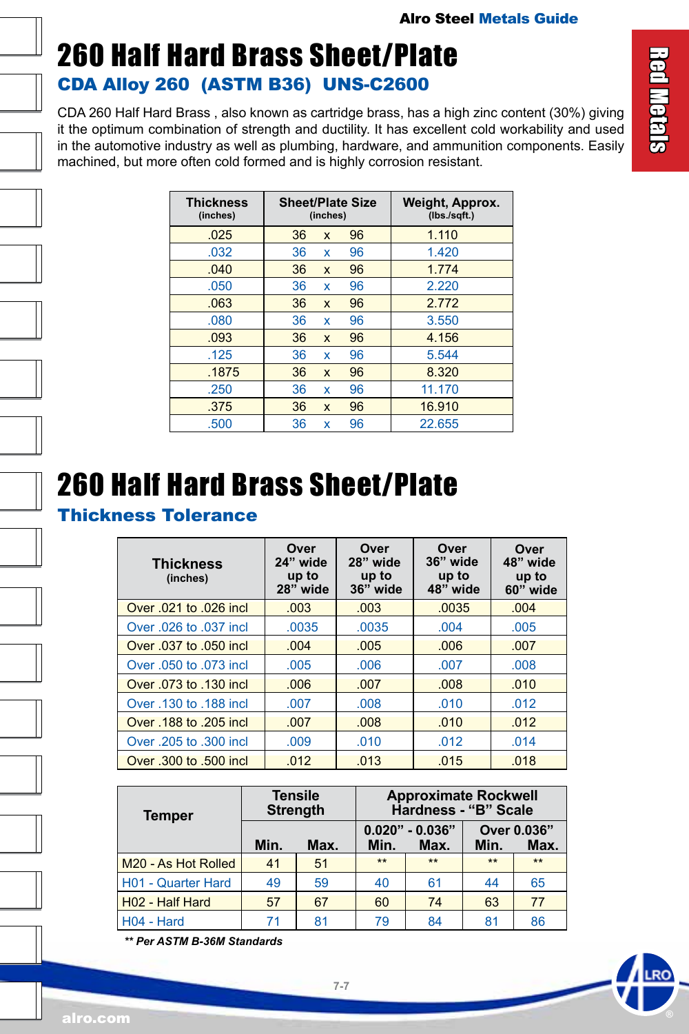# 260 Half Hard Brass Sheet/Plate

## CDA Alloy 260 (ASTM B36) UNS-C2600

CDA 260 Half Hard Brass , also known as cartridge brass, has a high zinc content (30%) giving it the optimum combination of strength and ductility. It has excellent cold workability and used in the automotive industry as well as plumbing, hardware, and ammunition components. Easily machined, but more often cold formed and is highly corrosion resistant.

| Thickness (inches) | Sheet/Plate Size (inches) | Weight, Approx. (lbs./sqft.) |
|---|---|---|
| .025 | 36 x 96 | 1.110 |
| .032 | 36 x 96 | 1.420 |
| .040 | 36 x 96 | 1.774 |
| .050 | 36 x 96 | 2.220 |
| .063 | 36 x 96 | 2.772 |
| .080 | 36 x 96 | 3.550 |
| .093 | 36 x 96 | 4.156 |
| .125 | 36 x 96 | 5.544 |
| .1875 | 36 x 96 | 8.320 |
| .250 | 36 x 96 | 11.170 |
| .375 | 36 x 96 | 16.910 |
| .500 | 36 x 96 | 22.655 |

# 260 Half Hard Brass Sheet/Plate

## Thickness Tolerance

| Thickness (inches) | Over 24" wide up to 28" wide | Over 28" wide up to 36" wide | Over 36" wide up to 48" wide | Over 48" wide up to 60" wide |
|---|---|---|---|---|
| Over .021 to .026 incl | .003 | .003 | .0035 | .004 |
| Over .026 to .037 incl | .0035 | .0035 | .004 | .005 |
| Over .037 to .050 incl | .004 | .005 | .006 | .007 |
| Over .050 to .073 incl | .005 | .006 | .007 | .008 |
| Over .073 to .130 incl | .006 | .007 | .008 | .010 |
| Over .130 to .188 incl | .007 | .008 | .010 | .012 |
| Over .188 to .205 incl | .007 | .008 | .010 | .012 |
| Over .205 to .300 incl | .009 | .010 | .012 | .014 |
| Over .300 to .500 incl | .012 | .013 | .015 | .018 |

| Temper | Tensile Strength | | Approximate Rockwell Hardness - "B" Scale | | | |
|---|---|---|---|---|---|---|
| | | | 0.020" - 0.036" | | Over 0.036" | |
| | Min. | Max. | Min. | Max. | Min. | Max. |
| M20 - As Hot Rolled | 41 | 51 | ** | ** | ** | ** |
| H01 - Quarter Hard | 49 | 59 | 40 | 61 | 44 | 65 |
| H02 - Half Hard | 57 | 67 | 60 | 74 | 63 | 77 |
| H04 - Hard | 71 | 81 | 79 | 84 | 81 | 86 |

*** Per ASTM B-36M Standards*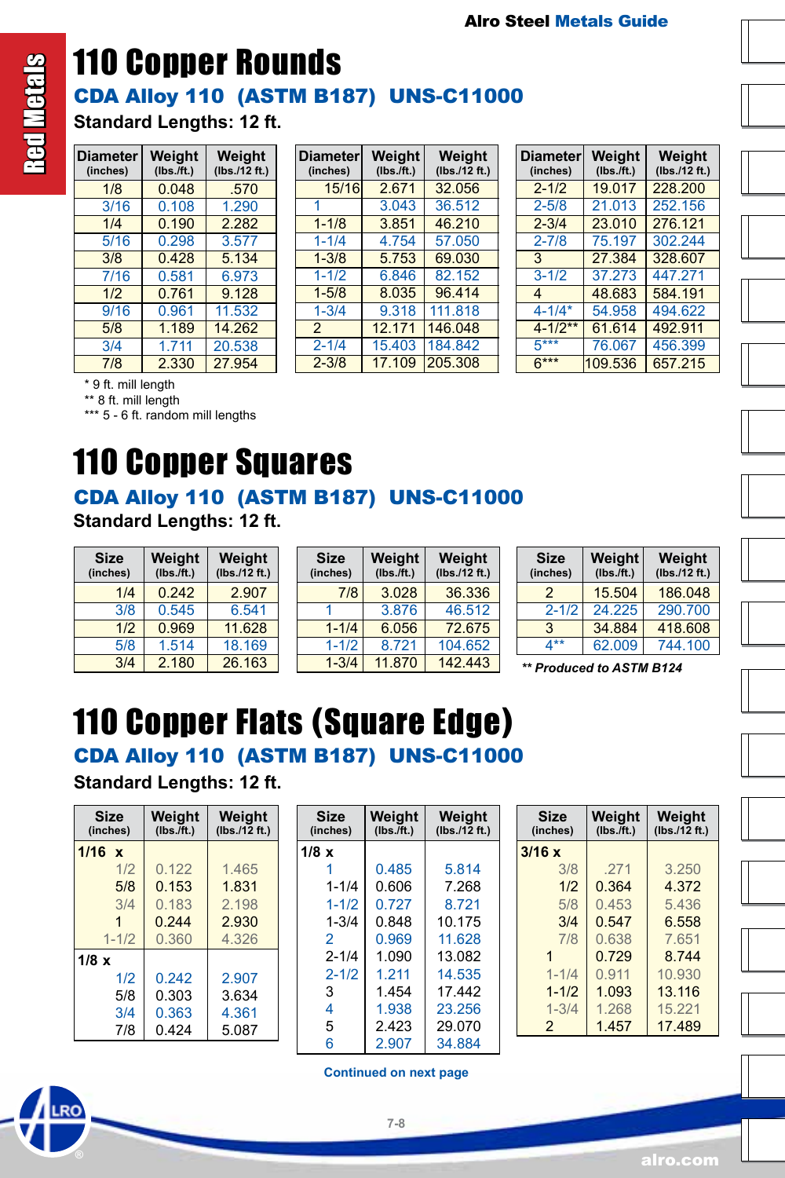# 110 Copper Rounds

## CDA Alloy 110 (ASTM B187) UNS-C11000

**Standard Lengths: 12 ft.**

| Diameter (inches) | Weight (lbs./ft.) | Weight (lbs./12 ft.) |
|---|---|---|
| 1/8 | 0.048 | .570 |
| 3/16 | 0.108 | 1.290 |
| 1/4 | 0.190 | 2.282 |
| 5/16 | 0.298 | 3.577 |
| 3/8 | 0.428 | 5.134 |
| 7/16 | 0.581 | 6.973 |
| 1/2 | 0.761 | 9.128 |
| 9/16 | 0.961 | 11.532 |
| 5/8 | 1.189 | 14.262 |
| 3/4 | 1.711 | 20.538 |
| 7/8 | 2.330 | 27.954 |
| 15/16 | 2.671 | 32.056 |
| 1 | 3.043 | 36.512 |
| 1-1/8 | 3.851 | 46.210 |
| 1-1/4 | 4.754 | 57.050 |
| 1-3/8 | 5.753 | 69.030 |
| 1-1/2 | 6.846 | 82.152 |
| 1-5/8 | 8.035 | 96.414 |
| 1-3/4 | 9.318 | 111.818 |
| 2 | 12.171 | 146.048 |
| 2-1/4 | 15.403 | 184.842 |
| 2-3/8 | 17.109 | 205.308 |
| 2-1/2 | 19.017 | 228.200 |
| 2-5/8 | 21.013 | 252.156 |
| 2-3/4 | 23.010 | 276.121 |
| 2-7/8 | 75.197 | 302.244 |
| 3 | 27.384 | 328.607 |
| 3-1/2 | 37.273 | 447.271 |
| 4 | 48.683 | 584.191 |
| 4-1/4* | 54.958 | 494.622 |
| 4-1/2** | 61.614 | 492.911 |
| 5*** | 76.067 | 456.399 |
| 6*** | 109.536 | 657.215 |

* 9 ft. mill length
** 8 ft. mill length
*** 5 - 6 ft. random mill lengths

# 110 Copper Squares

## CDA Alloy 110 (ASTM B187) UNS-C11000

**Standard Lengths: 12 ft.**

| Size (inches) | Weight (lbs./ft.) | Weight (lbs./12 ft.) |
|---|---|---|
| 1/4 | 0.242 | 2.907 |
| 3/8 | 0.545 | 6.541 |
| 1/2 | 0.969 | 11.628 |
| 5/8 | 1.514 | 18.169 |
| 3/4 | 2.180 | 26.163 |
| 7/8 | 3.028 | 36.336 |
| 1 | 3.876 | 46.512 |
| 1-1/4 | 6.056 | 72.675 |
| 1-1/2 | 8.721 | 104.652 |
| 1-3/4 | 11.870 | 142.443 |
| 2 | 15.504 | 186.048 |
| 2-1/2 | 24.225 | 290.700 |
| 3 | 34.884 | 418.608 |
| 4** | 62.009 | 744.100 |

*** Produced to ASTM B124*

# 110 Copper Flats (Square Edge)

## CDA Alloy 110 (ASTM B187) UNS-C11000

**Standard Lengths: 12 ft.**

| Size (inches) | Weight (lbs./ft.) | Weight (lbs./12 ft.) |
|---|---|---|
| **1/16 x** | | |
| 1/2 | 0.122 | 1.465 |
| 5/8 | 0.153 | 1.831 |
| 3/4 | 0.183 | 2.198 |
| 1 | 0.244 | 2.930 |
| 1-1/2 | 0.360 | 4.326 |
| **1/8 x** | | |
| 1/2 | 0.242 | 2.907 |
| 5/8 | 0.303 | 3.634 |
| 3/4 | 0.363 | 4.361 |
| 7/8 | 0.424 | 5.087 |
| 1 | 0.485 | 5.814 |
| 1-1/4 | 0.606 | 7.268 |
| 1-1/2 | 0.727 | 8.721 |
| 1-3/4 | 0.848 | 10.175 |
| 2 | 0.969 | 11.628 |
| 2-1/4 | 1.090 | 13.082 |
| 2-1/2 | 1.211 | 14.535 |
| 3 | 1.454 | 17.442 |
| 4 | 1.938 | 23.256 |
| 5 | 2.423 | 29.070 |
| 6 | 2.907 | 34.884 |
| **3/16 x** | | |
| 3/8 | .271 | 3.250 |
| 1/2 | 0.364 | 4.372 |
| 5/8 | 0.453 | 5.436 |
| 3/4 | 0.547 | 6.558 |
| 7/8 | 0.638 | 7.651 |
| 1 | 0.729 | 8.744 |
| 1-1/4 | 0.911 | 10.930 |
| 1-1/2 | 1.093 | 13.116 |
| 1-3/4 | 1.268 | 15.221 |
| 2 | 1.457 | 17.489 |

**Continued on next page**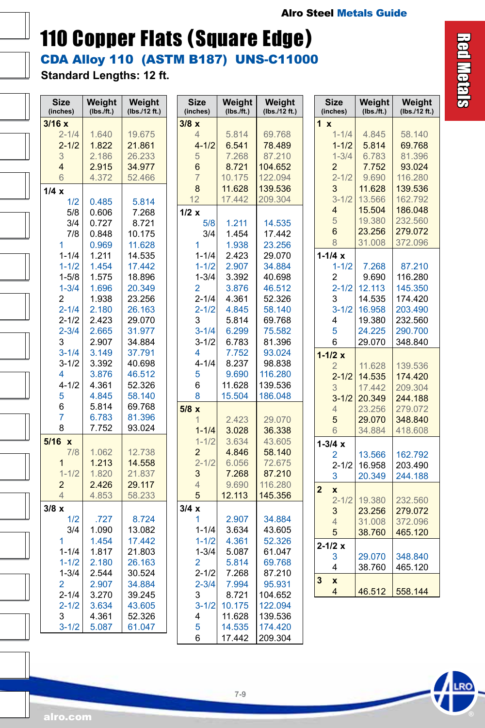# 110 Copper Flats (Square Edge)

## CDA Alloy 110 (ASTM B187) UNS-C11000

**Standard Lengths: 12 ft.**

| Size (inches) | Weight (lbs./ft.) | Weight (lbs./12 ft.) |
|---|---|---|
| **3/16 x** | | |
| 2-1/4 | 1.640 | 19.675 |
| 2-1/2 | 1.822 | 21.861 |
| 3 | 2.186 | 26.233 |
| 4 | 2.915 | 34.977 |
| 6 | 4.372 | 52.466 |
| **1/4 x** | | |
| 1/2 | 0.485 | 5.814 |
| 5/8 | 0.606 | 7.268 |
| 3/4 | 0.727 | 8.721 |
| 7/8 | 0.848 | 10.175 |
| 1 | 0.969 | 11.628 |
| 1-1/4 | 1.211 | 14.535 |
| 1-1/2 | 1.454 | 17.442 |
| 1-5/8 | 1.575 | 18.896 |
| 1-3/4 | 1.696 | 20.349 |
| 2 | 1.938 | 23.256 |
| 2-1/4 | 2.180 | 26.163 |
| 2-1/2 | 2.423 | 29.070 |
| 2-3/4 | 2.665 | 31.977 |
| 3 | 2.907 | 34.884 |
| 3-1/4 | 3.149 | 37.791 |
| 3-1/2 | 3.392 | 40.698 |
| 4 | 3.876 | 46.512 |
| 4-1/2 | 4.361 | 52.326 |
| 5 | 4.845 | 58.140 |
| 6 | 5.814 | 69.768 |
| 7 | 6.783 | 81.396 |
| 8 | 7.752 | 93.024 |
| **5/16 x** | | |
| 7/8 | 1.062 | 12.738 |
| 1 | 1.213 | 14.558 |
| 1-1/2 | 1.820 | 21.837 |
| 2 | 2.426 | 29.117 |
| 4 | 4.853 | 58.233 |
| **3/8 x** | | |
| 1/2 | .727 | 8.724 |
| 3/4 | 1.090 | 13.082 |
| 1 | 1.454 | 17.442 |
| 1-1/4 | 1.817 | 21.803 |
| 1-1/2 | 2.180 | 26.163 |
| 1-3/4 | 2.544 | 30.524 |
| 2 | 2.907 | 34.884 |
| 2-1/4 | 3.270 | 39.245 |
| 2-1/2 | 3.634 | 43.605 |
| 3 | 4.361 | 52.326 |
| 3-1/2 | 5.087 | 61.047 |

| Size (inches) | Weight (lbs./ft.) | Weight (lbs./12 ft.) |
|---|---|---|
| **3/8 x** | | |
| 4 | 5.814 | 69.768 |
| 4-1/2 | 6.541 | 78.489 |
| 5 | 7.268 | 87.210 |
| 6 | 8.721 | 104.652 |
| 7 | 10.175 | 122.094 |
| 8 | 11.628 | 139.536 |
| 12 | 17.442 | 209.304 |
| **1/2 x** | | |
| 5/8 | 1.211 | 14.535 |
| 3/4 | 1.454 | 17.442 |
| 1 | 1.938 | 23.256 |
| 1-1/4 | 2.423 | 29.070 |
| 1-1/2 | 2.907 | 34.884 |
| 1-3/4 | 3.392 | 40.698 |
| 2 | 3.876 | 46.512 |
| 2-1/4 | 4.361 | 52.326 |
| 2-1/2 | 4.845 | 58.140 |
| 3 | 5.814 | 69.768 |
| 3-1/4 | 6.299 | 75.582 |
| 3-1/2 | 6.783 | 81.396 |
| 4 | 7.752 | 93.024 |
| 4-1/4 | 8.237 | 98.838 |
| 5 | 9.690 | 116.280 |
| 6 | 11.628 | 139.536 |
| 8 | 15.504 | 186.048 |
| **5/8 x** | | |
| 1 | 2.423 | 29.070 |
| 1-1/4 | 3.028 | 36.338 |
| 1-1/2 | 3.634 | 43.605 |
| 2 | 4.846 | 58.140 |
| 2-1/2 | 6.056 | 72.675 |
| 3 | 7.268 | 87.210 |
| 4 | 9.690 | 116.280 |
| 5 | 12.113 | 145.356 |
| **3/4 x** | | |
| 1 | 2.907 | 34.884 |
| 1-1/4 | 3.634 | 43.605 |
| 1-1/2 | 4.361 | 52.326 |
| 1-3/4 | 5.087 | 61.047 |
| 2 | 5.814 | 69.768 |
| 2-1/2 | 7.268 | 87.210 |
| 2-3/4 | 7.994 | 95.931 |
| 3 | 8.721 | 104.652 |
| 3-1/2 | 10.175 | 122.094 |
| 4 | 11.628 | 139.536 |
| 5 | 14.535 | 174.420 |
| 6 | 17.442 | 209.304 |

| Size (inches) | Weight (lbs./ft.) | Weight (lbs./12 ft.) |
|---|---|---|
| **1 x** | | |
| 1-1/4 | 4.845 | 58.140 |
| 1-1/2 | 5.814 | 69.768 |
| 1-3/4 | 6.783 | 81.396 |
| 2 | 7.752 | 93.024 |
| 2-1/2 | 9.690 | 116.280 |
| 3 | 11.628 | 139.536 |
| 3-1/2 | 13.566 | 162.792 |
| 4 | 15.504 | 186.048 |
| 5 | 19.380 | 232.560 |
| 6 | 23.256 | 279.072 |
| 8 | 31.008 | 372.096 |
| **1-1/4 x** | | |
| 1-1/2 | 7.268 | 87.210 |
| 2 | 9.690 | 116.280 |
| 2-1/2 | 12.113 | 145.350 |
| 3 | 14.535 | 174.420 |
| 3-1/2 | 16.958 | 203.490 |
| 4 | 19.380 | 232.560 |
| 5 | 24.225 | 290.700 |
| 6 | 29.070 | 348.840 |
| **1-1/2 x** | | |
| 2 | 11.628 | 139.536 |
| 2-1/2 | 14.535 | 174.420 |
| 3 | 17.442 | 209.304 |
| 3-1/2 | 20.349 | 244.188 |
| 4 | 23.256 | 279.072 |
| 5 | 29.070 | 348.840 |
| 6 | 34.884 | 418.608 |
| **1-3/4 x** | | |
| 2 | 13.566 | 162.792 |
| 2-1/2 | 16.958 | 203.490 |
| 3 | 20.349 | 244.188 |
| **2 x** | | |
| 2-1/2 | 19.380 | 232.560 |
| 3 | 23.256 | 279.072 |
| 4 | 31.008 | 372.096 |
| 5 | 38.760 | 465.120 |
| **2-1/2 x** | | |
| 3 | 29.070 | 348.840 |
| 4 | 38.760 | 465.120 |
| **3 x** | | |
| 4 | 46.512 | 558.144 |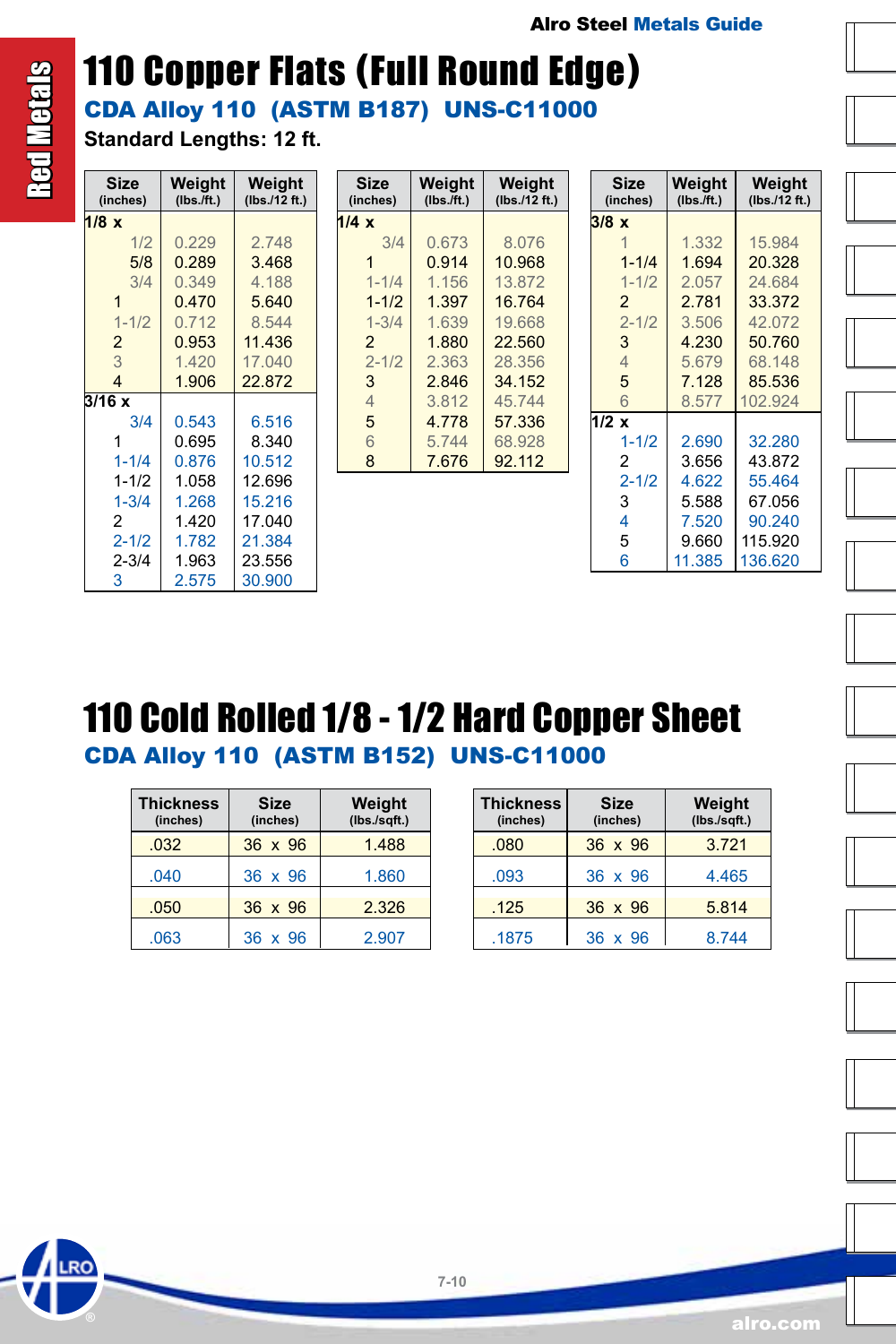# 110 Copper Flats (Full Round Edge)

## CDA Alloy 110 (ASTM B187) UNS-C11000

**Standard Lengths: 12 ft.**

| Size (inches) | Weight (lbs./ft.) | Weight (lbs./12 ft.) |
|---|---|---|
| **1/8 x** | | |
| 1/2 | 0.229 | 2.748 |
| 5/8 | 0.289 | 3.468 |
| 3/4 | 0.349 | 4.188 |
| 1 | 0.470 | 5.640 |
| 1-1/2 | 0.712 | 8.544 |
| 2 | 0.953 | 11.436 |
| 3 | 1.420 | 17.040 |
| 4 | 1.906 | 22.872 |
| **3/16 x** | | |
| 3/4 | 0.543 | 6.516 |
| 1 | 0.695 | 8.340 |
| 1-1/4 | 0.876 | 10.512 |
| 1-1/2 | 1.058 | 12.696 |
| 1-3/4 | 1.268 | 15.216 |
| 2 | 1.420 | 17.040 |
| 2-1/2 | 1.782 | 21.384 |
| 2-3/4 | 1.963 | 23.556 |
| 3 | 2.575 | 30.900 |

| Size (inches) | Weight (lbs./ft.) | Weight (lbs./12 ft.) |
|---|---|---|
| **1/4 x** | | |
| 3/4 | 0.673 | 8.076 |
| 1 | 0.914 | 10.968 |
| 1-1/4 | 1.156 | 13.872 |
| 1-1/2 | 1.397 | 16.764 |
| 1-3/4 | 1.639 | 19.668 |
| 2 | 1.880 | 22.560 |
| 2-1/2 | 2.363 | 28.356 |
| 3 | 2.846 | 34.152 |
| 4 | 3.812 | 45.744 |
| 5 | 4.778 | 57.336 |
| 6 | 5.744 | 68.928 |
| 8 | 7.676 | 92.112 |

| Size (inches) | Weight (lbs./ft.) | Weight (lbs./12 ft.) |
|---|---|---|
| **3/8 x** | | |
| 1 | 1.332 | 15.984 |
| 1-1/4 | 1.694 | 20.328 |
| 1-1/2 | 2.057 | 24.684 |
| 2 | 2.781 | 33.372 |
| 2-1/2 | 3.506 | 42.072 |
| 3 | 4.230 | 50.760 |
| 4 | 5.679 | 68.148 |
| 5 | 7.128 | 85.536 |
| 6 | 8.577 | 102.924 |
| **1/2 x** | | |
| 1-1/2 | 2.690 | 32.280 |
| 2 | 3.656 | 43.872 |
| 2-1/2 | 4.622 | 55.464 |
| 3 | 5.588 | 67.056 |
| 4 | 7.520 | 90.240 |
| 5 | 9.660 | 115.920 |
| 6 | 11.385 | 136.620 |

# 110 Cold Rolled 1/8 - 1/2 Hard Copper Sheet

## CDA Alloy 110 (ASTM B152) UNS-C11000

| Thickness (inches) | Size (inches) | Weight (lbs./sqft.) |
|---|---|---|
| .032 | 36 x 96 | 1.488 |
| .040 | 36 x 96 | 1.860 |
| .050 | 36 x 96 | 2.326 |
| .063 | 36 x 96 | 2.907 |

| Thickness (inches) | Size (inches) | Weight (lbs./sqft.) |
|---|---|---|
| .080 | 36 x 96 | 3.721 |
| .093 | 36 x 96 | 4.465 |
| .125 | 36 x 96 | 5.814 |
| .1875 | 36 x 96 | 8.744 |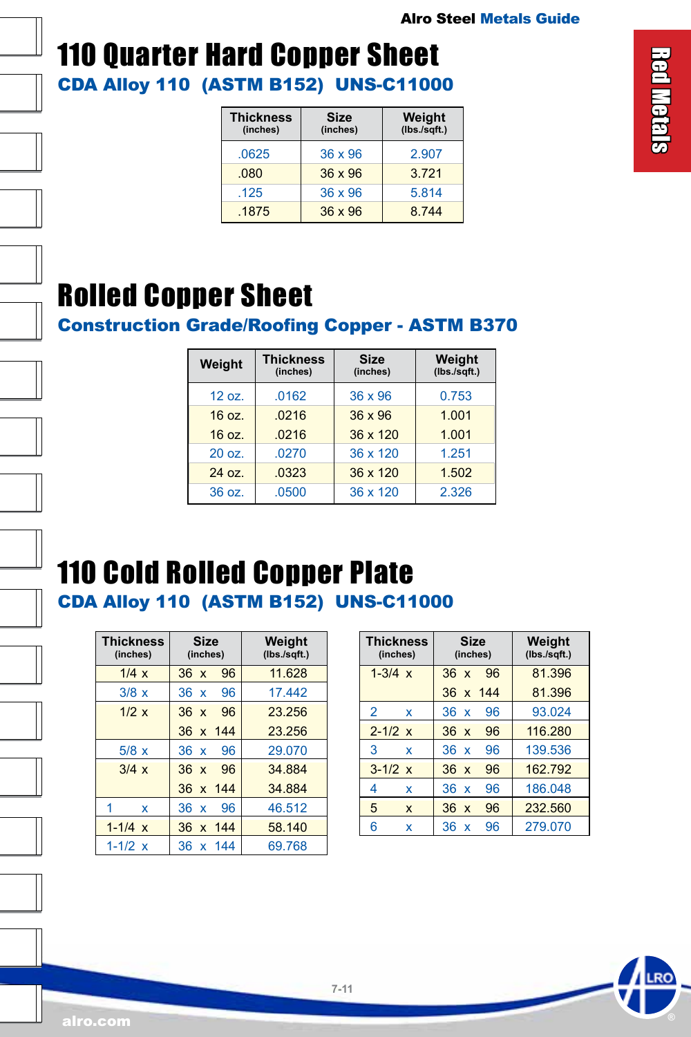# 110 Quarter Hard Copper Sheet

## CDA Alloy 110 (ASTM B152) UNS-C11000

| Thickness (inches) | Size (inches) | Weight (lbs./sqft.) |
|---|---|---|
| .0625 | 36 x 96 | 2.907 |
| .080 | 36 x 96 | 3.721 |
| .125 | 36 x 96 | 5.814 |
| .1875 | 36 x 96 | 8.744 |

# Rolled Copper Sheet

## Construction Grade/Roofing Copper - ASTM B370

| Weight | Thickness (inches) | Size (inches) | Weight (lbs./sqft.) |
|---|---|---|---|
| 12 oz. | .0162 | 36 x 96 | 0.753 |
| 16 oz. | .0216 | 36 x 96 | 1.001 |
| 16 oz. | .0216 | 36 x 120 | 1.001 |
| 20 oz. | .0270 | 36 x 120 | 1.251 |
| 24 oz. | .0323 | 36 x 120 | 1.502 |
| 36 oz. | .0500 | 36 x 120 | 2.326 |

# 110 Cold Rolled Copper Plate

## CDA Alloy 110 (ASTM B152) UNS-C11000

| Thickness (inches) | Size (inches) | Weight (lbs./sqft.) |
|---|---|---|
| 1/4 x | 36 x 96 | 11.628 |
| 3/8 x | 36 x 96 | 17.442 |
| 1/2 x | 36 x 96 | 23.256 |
| | 36 x 144 | 23.256 |
| 5/8 x | 36 x 96 | 29.070 |
| 3/4 x | 36 x 96 | 34.884 |
| | 36 x 144 | 34.884 |
| 1 x | 36 x 96 | 46.512 |
| 1-1/4 x | 36 x 144 | 58.140 |
| 1-1/2 x | 36 x 144 | 69.768 |

| Thickness (inches) | Size (inches) | Weight (lbs./sqft.) |
|---|---|---|
| 1-3/4 x | 36 x 96 | 81.396 |
| | 36 x 144 | 81.396 |
| 2 x | 36 x 96 | 93.024 |
| 2-1/2 x | 36 x 96 | 116.280 |
| 3 x | 36 x 96 | 139.536 |
| 3-1/2 x | 36 x 96 | 162.792 |
| 4 x | 36 x 96 | 186.048 |
| 5 x | 36 x 96 | 232.560 |
| 6 x | 36 x 96 | 279.070 |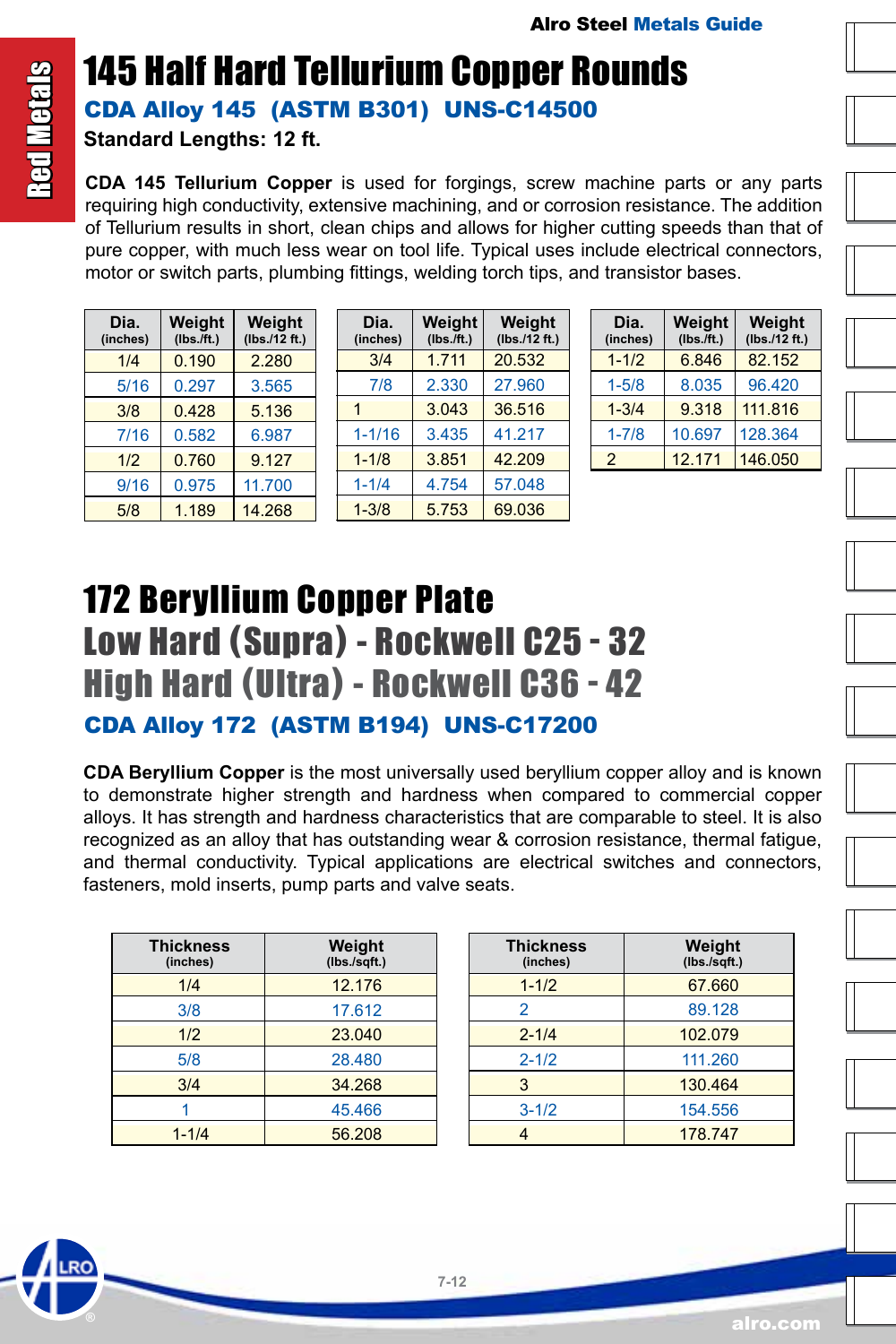# 145 Half Hard Tellurium Copper Rounds

**CDA Alloy 145 (ASTM B301) UNS-C14500**

**Standard Lengths: 12 ft.**

**CDA 145 Tellurium Copper** is used for forgings, screw machine parts or any parts requiring high conductivity, extensive machining, and or corrosion resistance. The addition of Tellurium results in short, clean chips and allows for higher cutting speeds than that of pure copper, with much less wear on tool life. Typical uses include electrical connectors, motor or switch parts, plumbing fittings, welding torch tips, and transistor bases.

| Dia. (inches) | Weight (lbs./ft.) | Weight (lbs./12 ft.) |
|---|---|---|
| 1/4 | 0.190 | 2.280 |
| 5/16 | 0.297 | 3.565 |
| 3/8 | 0.428 | 5.136 |
| 7/16 | 0.582 | 6.987 |
| 1/2 | 0.760 | 9.127 |
| 9/16 | 0.975 | 11.700 |
| 5/8 | 1.189 | 14.268 |
| 3/4 | 1.711 | 20.532 |
| 7/8 | 2.330 | 27.960 |
| 1 | 3.043 | 36.516 |
| 1-1/16 | 3.435 | 41.217 |
| 1-1/8 | 3.851 | 42.209 |
| 1-1/4 | 4.754 | 57.048 |
| 1-3/8 | 5.753 | 69.036 |
| 1-1/2 | 6.846 | 82.152 |
| 1-5/8 | 8.035 | 96.420 |
| 1-3/4 | 9.318 | 111.816 |
| 1-7/8 | 10.697 | 128.364 |
| 2 | 12.171 | 146.050 |

# 172 Beryllium Copper Plate

## Low Hard (Supra) - Rockwell C25 - 32

## High Hard (Ultra) - Rockwell C36 - 42

**CDA Alloy 172 (ASTM B194) UNS-C17200**

**CDA Beryllium Copper** is the most universally used beryllium copper alloy and is known to demonstrate higher strength and hardness when compared to commercial copper alloys. It has strength and hardness characteristics that are comparable to steel. It is also recognized as an alloy that has outstanding wear & corrosion resistance, thermal fatigue, and thermal conductivity. Typical applications are electrical switches and connectors, fasteners, mold inserts, pump parts and valve seats.

| Thickness (inches) | Weight (lbs./sqft.) |
|---|---|
| 1/4 | 12.176 |
| 3/8 | 17.612 |
| 1/2 | 23.040 |
| 5/8 | 28.480 |
| 3/4 | 34.268 |
| 1 | 45.466 |
| 1-1/4 | 56.208 |
| 1-1/2 | 67.660 |
| 2 | 89.128 |
| 2-1/4 | 102.079 |
| 2-1/2 | 111.260 |
| 3 | 130.464 |
| 3-1/2 | 154.556 |
| 4 | 178.747 |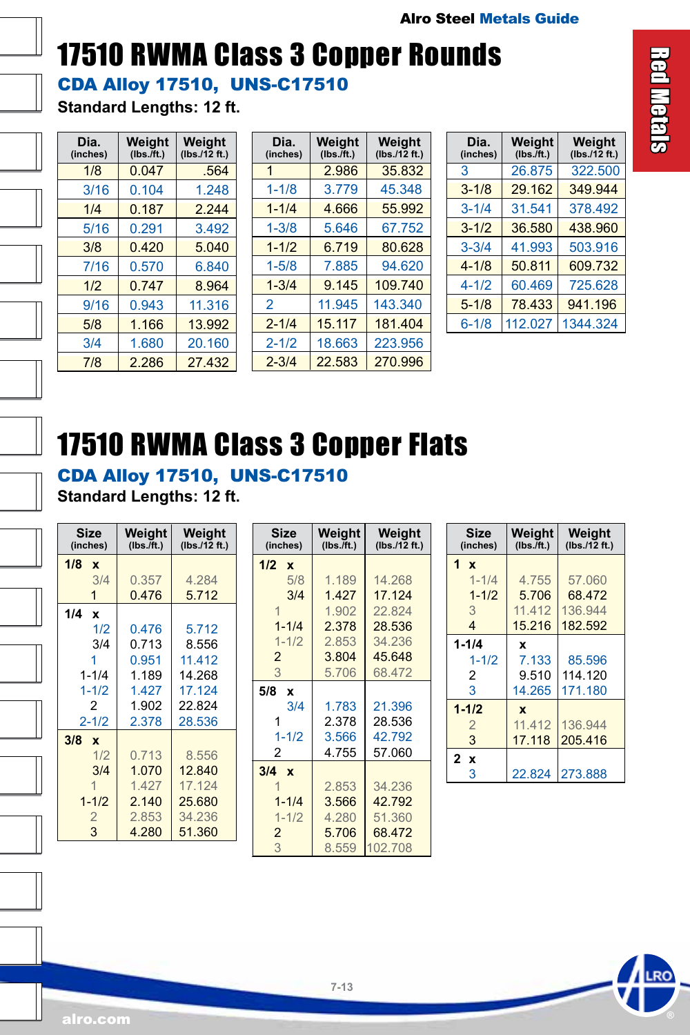# 17510 RWMA Class 3 Copper Rounds

**CDA Alloy 17510, UNS-C17510**

**Standard Lengths: 12 ft.**

| Dia. (inches) | Weight (lbs./ft.) | Weight (lbs./12 ft.) |
|---|---|---|
| 1/8 | 0.047 | .564 |
| 3/16 | 0.104 | 1.248 |
| 1/4 | 0.187 | 2.244 |
| 5/16 | 0.291 | 3.492 |
| 3/8 | 0.420 | 5.040 |
| 7/16 | 0.570 | 6.840 |
| 1/2 | 0.747 | 8.964 |
| 9/16 | 0.943 | 11.316 |
| 5/8 | 1.166 | 13.992 |
| 3/4 | 1.680 | 20.160 |
| 7/8 | 2.286 | 27.432 |
| 1 | 2.986 | 35.832 |
| 1-1/8 | 3.779 | 45.348 |
| 1-1/4 | 4.666 | 55.992 |
| 1-3/8 | 5.646 | 67.752 |
| 1-1/2 | 6.719 | 80.628 |
| 1-5/8 | 7.885 | 94.620 |
| 1-3/4 | 9.145 | 109.740 |
| 2 | 11.945 | 143.340 |
| 2-1/4 | 15.117 | 181.404 |
| 2-1/2 | 18.663 | 223.956 |
| 2-3/4 | 22.583 | 270.996 |
| 3 | 26.875 | 322.500 |
| 3-1/8 | 29.162 | 349.944 |
| 3-1/4 | 31.541 | 378.492 |
| 3-1/2 | 36.580 | 438.960 |
| 3-3/4 | 41.993 | 503.916 |
| 4-1/8 | 50.811 | 609.732 |
| 4-1/2 | 60.469 | 725.628 |
| 5-1/8 | 78.433 | 941.196 |
| 6-1/8 | 112.027 | 1344.324 |

# 17510 RWMA Class 3 Copper Flats

**CDA Alloy 17510, UNS-C17510**

**Standard Lengths: 12 ft.**

| Size (inches) | Weight (lbs./ft.) | Weight (lbs./12 ft.) |
|---|---|---|
| **1/8 x** | | |
| 3/4 | 0.357 | 4.284 |
| 1 | 0.476 | 5.712 |
| **1/4 x** | | |
| 1/2 | 0.476 | 5.712 |
| 3/4 | 0.713 | 8.556 |
| 1 | 0.951 | 11.412 |
| 1-1/4 | 1.189 | 14.268 |
| 1-1/2 | 1.427 | 17.124 |
| 2 | 1.902 | 22.824 |
| 2-1/2 | 2.378 | 28.536 |
| **3/8 x** | | |
| 1/2 | 0.713 | 8.556 |
| 3/4 | 1.070 | 12.840 |
| 1 | 1.427 | 17.124 |
| 1-1/2 | 2.140 | 25.680 |
| 2 | 2.853 | 34.236 |
| 3 | 4.280 | 51.360 |
| **1/2 x** | | |
| 5/8 | 1.189 | 14.268 |
| 3/4 | 1.427 | 17.124 |
| 1 | 1.902 | 22.824 |
| 1-1/4 | 2.378 | 28.536 |
| 1-1/2 | 2.853 | 34.236 |
| 2 | 3.804 | 45.648 |
| 3 | 5.706 | 68.472 |
| **5/8 x** | | |
| 3/4 | 1.783 | 21.396 |
| 1 | 2.378 | 28.536 |
| 1-1/2 | 3.566 | 42.792 |
| 2 | 4.755 | 57.060 |
| **3/4 x** | | |
| 1 | 2.853 | 34.236 |
| 1-1/4 | 3.566 | 42.792 |
| 1-1/2 | 4.280 | 51.360 |
| 2 | 5.706 | 68.472 |
| 3 | 8.559 | 102.708 |
| **1 x** | | |
| 1-1/4 | 4.755 | 57.060 |
| 1-1/2 | 5.706 | 68.472 |
| 3 | 11.412 | 136.944 |
| 4 | 15.216 | 182.592 |
| **1-1/4 x** | | |
| 1-1/2 | 7.133 | 85.596 |
| 2 | 9.510 | 114.120 |
| 3 | 14.265 | 171.180 |
| **1-1/2 x** | | |
| 2 | 11.412 | 136.944 |
| 3 | 17.118 | 205.416 |
| **2 x** | | |
| 3 | 22.824 | 273.888 |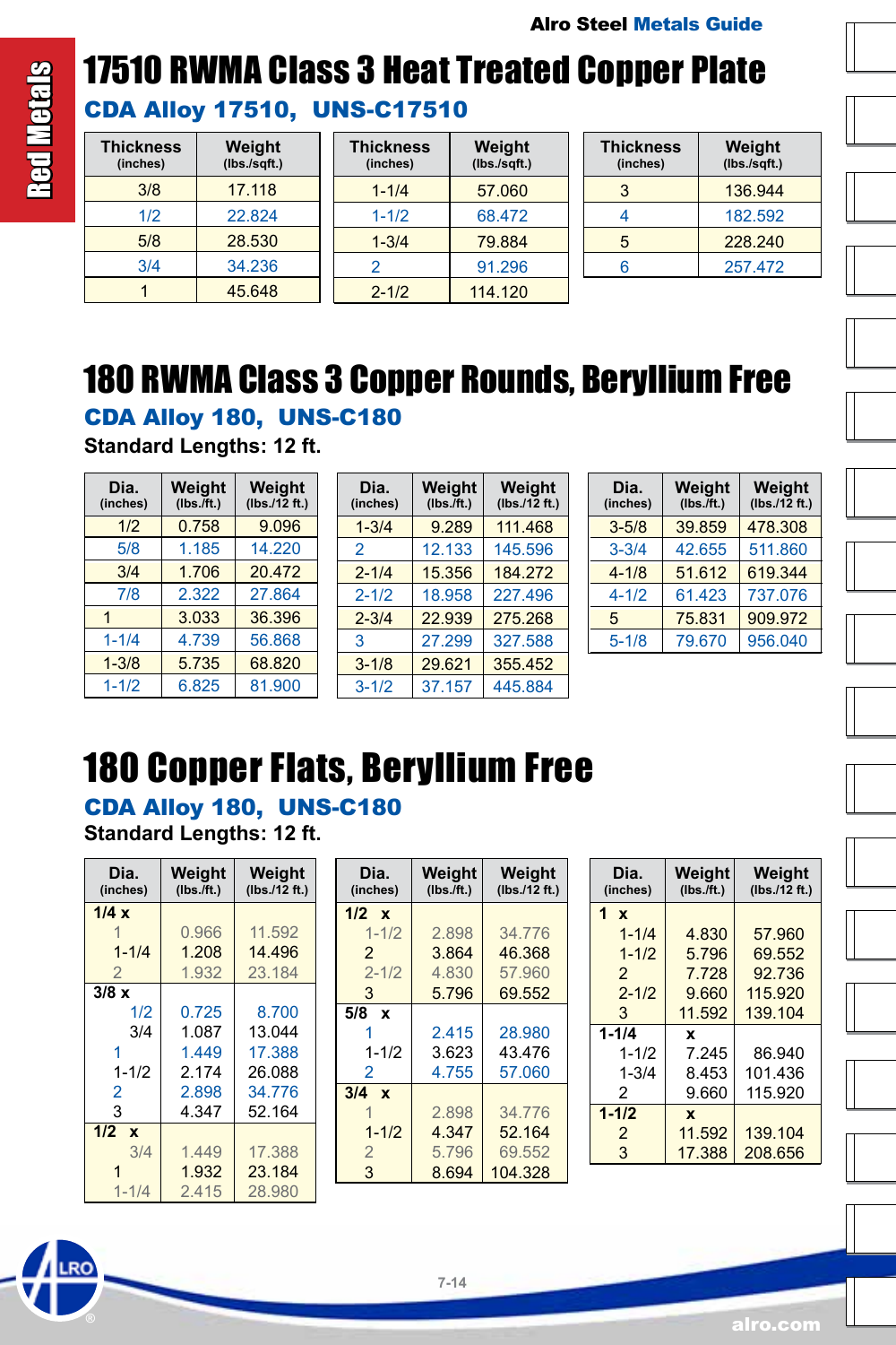# 17510 RWMA Class 3 Heat Treated Copper Plate

## CDA Alloy 17510, UNS-C17510

| Thickness (inches) | Weight (lbs./sqft.) |
|---|---|
| 3/8 | 17.118 |
| 1/2 | 22.824 |
| 5/8 | 28.530 |
| 3/4 | 34.236 |
| 1 | 45.648 |
| 1-1/4 | 57.060 |
| 1-1/2 | 68.472 |
| 1-3/4 | 79.884 |
| 2 | 91.296 |
| 2-1/2 | 114.120 |
| 3 | 136.944 |
| 4 | 182.592 |
| 5 | 228.240 |
| 6 | 257.472 |

# 180 RWMA Class 3 Copper Rounds, Beryllium Free

## CDA Alloy 180, UNS-C180

**Standard Lengths: 12 ft.**

| Dia. (inches) | Weight (lbs./ft.) | Weight (lbs./12 ft.) |
|---|---|---|
| 1/2 | 0.758 | 9.096 |
| 5/8 | 1.185 | 14.220 |
| 3/4 | 1.706 | 20.472 |
| 7/8 | 2.322 | 27.864 |
| 1 | 3.033 | 36.396 |
| 1-1/4 | 4.739 | 56.868 |
| 1-3/8 | 5.735 | 68.820 |
| 1-1/2 | 6.825 | 81.900 |
| 1-3/4 | 9.289 | 111.468 |
| 2 | 12.133 | 145.596 |
| 2-1/4 | 15.356 | 184.272 |
| 2-1/2 | 18.958 | 227.496 |
| 2-3/4 | 22.939 | 275.268 |
| 3 | 27.299 | 327.588 |
| 3-1/8 | 29.621 | 355.452 |
| 3-1/2 | 37.157 | 445.884 |
| 3-5/8 | 39.859 | 478.308 |
| 3-3/4 | 42.655 | 511.860 |
| 4-1/8 | 51.612 | 619.344 |
| 4-1/2 | 61.423 | 737.076 |
| 5 | 75.831 | 909.972 |
| 5-1/8 | 79.670 | 956.040 |

# 180 Copper Flats, Beryllium Free

## CDA Alloy 180, UNS-C180

**Standard Lengths: 12 ft.**

| Dia. (inches) | Weight (lbs./ft.) | Weight (lbs./12 ft.) |
|---|---|---|
| **1/4 x** | | |
| 1 | 0.966 | 11.592 |
| 1-1/4 | 1.208 | 14.496 |
| 2 | 1.932 | 23.184 |
| **3/8 x** | | |
| 1/2 | 0.725 | 8.700 |
| 3/4 | 1.087 | 13.044 |
| 1 | 1.449 | 17.388 |
| 1-1/2 | 2.174 | 26.088 |
| 2 | 2.898 | 34.776 |
| 3 | 4.347 | 52.164 |
| **1/2 x** | | |
| 3/4 | 1.449 | 17.388 |
| 1 | 1.932 | 23.184 |
| 1-1/4 | 2.415 | 28.980 |
| 1-1/2 | 2.898 | 34.776 |
| 2 | 3.864 | 46.368 |
| 2-1/2 | 4.830 | 57.960 |
| 3 | 5.796 | 69.552 |
| **5/8 x** | | |
| 1 | 2.415 | 28.980 |
| 1-1/2 | 3.623 | 43.476 |
| 2 | 4.755 | 57.060 |
| **3/4 x** | | |
| 1 | 2.898 | 34.776 |
| 1-1/2 | 4.347 | 52.164 |
| 2 | 5.796 | 69.552 |
| 3 | 8.694 | 104.328 |
| **1 x** | | |
| 1-1/4 | 4.830 | 57.960 |
| 1-1/2 | 5.796 | 69.552 |
| 2 | 7.728 | 92.736 |
| 2-1/2 | 9.660 | 115.920 |
| 3 | 11.592 | 139.104 |
| **1-1/4 x** | | |
| 1-1/2 | 7.245 | 86.940 |
| 1-3/4 | 8.453 | 101.436 |
| 2 | 9.660 | 115.920 |
| **1-1/2 x** | | |
| 2 | 11.592 | 139.104 |
| 3 | 17.388 | 208.656 |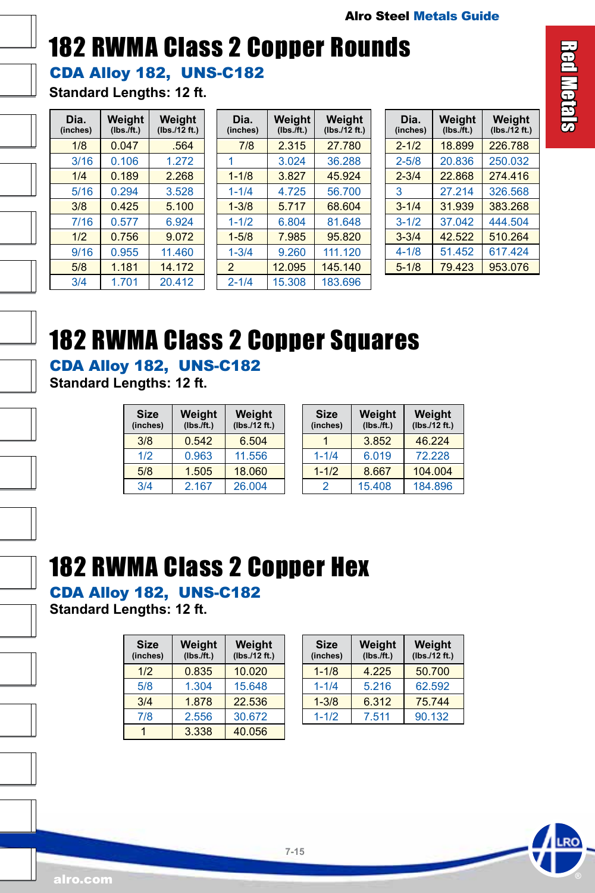# 182 RWMA Class 2 Copper Rounds

## CDA Alloy 182, UNS-C182

**Standard Lengths: 12 ft.**

| Dia. (inches) | Weight (lbs./ft.) | Weight (lbs./12 ft.) |
|---|---|---|
| 1/8 | 0.047 | .564 |
| 3/16 | 0.106 | 1.272 |
| 1/4 | 0.189 | 2.268 |
| 5/16 | 0.294 | 3.528 |
| 3/8 | 0.425 | 5.100 |
| 7/16 | 0.577 | 6.924 |
| 1/2 | 0.756 | 9.072 |
| 9/16 | 0.955 | 11.460 |
| 5/8 | 1.181 | 14.172 |
| 3/4 | 1.701 | 20.412 |
| 7/8 | 2.315 | 27.780 |
| 1 | 3.024 | 36.288 |
| 1-1/8 | 3.827 | 45.924 |
| 1-1/4 | 4.725 | 56.700 |
| 1-3/8 | 5.717 | 68.604 |
| 1-1/2 | 6.804 | 81.648 |
| 1-5/8 | 7.985 | 95.820 |
| 1-3/4 | 9.260 | 111.120 |
| 2 | 12.095 | 145.140 |
| 2-1/4 | 15.308 | 183.696 |
| 2-1/2 | 18.899 | 226.788 |
| 2-5/8 | 20.836 | 250.032 |
| 2-3/4 | 22.868 | 274.416 |
| 3 | 27.214 | 326.568 |
| 3-1/4 | 31.939 | 383.268 |
| 3-1/2 | 37.042 | 444.504 |
| 3-3/4 | 42.522 | 510.264 |
| 4-1/8 | 51.452 | 617.424 |
| 5-1/8 | 79.423 | 953.076 |

# 182 RWMA Class 2 Copper Squares

## CDA Alloy 182, UNS-C182

**Standard Lengths: 12 ft.**

| Size (inches) | Weight (lbs./ft.) | Weight (lbs./12 ft.) |
|---|---|---|
| 3/8 | 0.542 | 6.504 |
| 1/2 | 0.963 | 11.556 |
| 5/8 | 1.505 | 18.060 |
| 3/4 | 2.167 | 26.004 |
| 1 | 3.852 | 46.224 |
| 1-1/4 | 6.019 | 72.228 |
| 1-1/2 | 8.667 | 104.004 |
| 2 | 15.408 | 184.896 |

# 182 RWMA Class 2 Copper Hex

## CDA Alloy 182, UNS-C182

**Standard Lengths: 12 ft.**

| Size (inches) | Weight (lbs./ft.) | Weight (lbs./12 ft.) |
|---|---|---|
| 1/2 | 0.835 | 10.020 |
| 5/8 | 1.304 | 15.648 |
| 3/4 | 1.878 | 22.536 |
| 7/8 | 2.556 | 30.672 |
| 1 | 3.338 | 40.056 |
| 1-1/8 | 4.225 | 50.700 |
| 1-1/4 | 5.216 | 62.592 |
| 1-3/8 | 6.312 | 75.744 |
| 1-1/2 | 7.511 | 90.132 |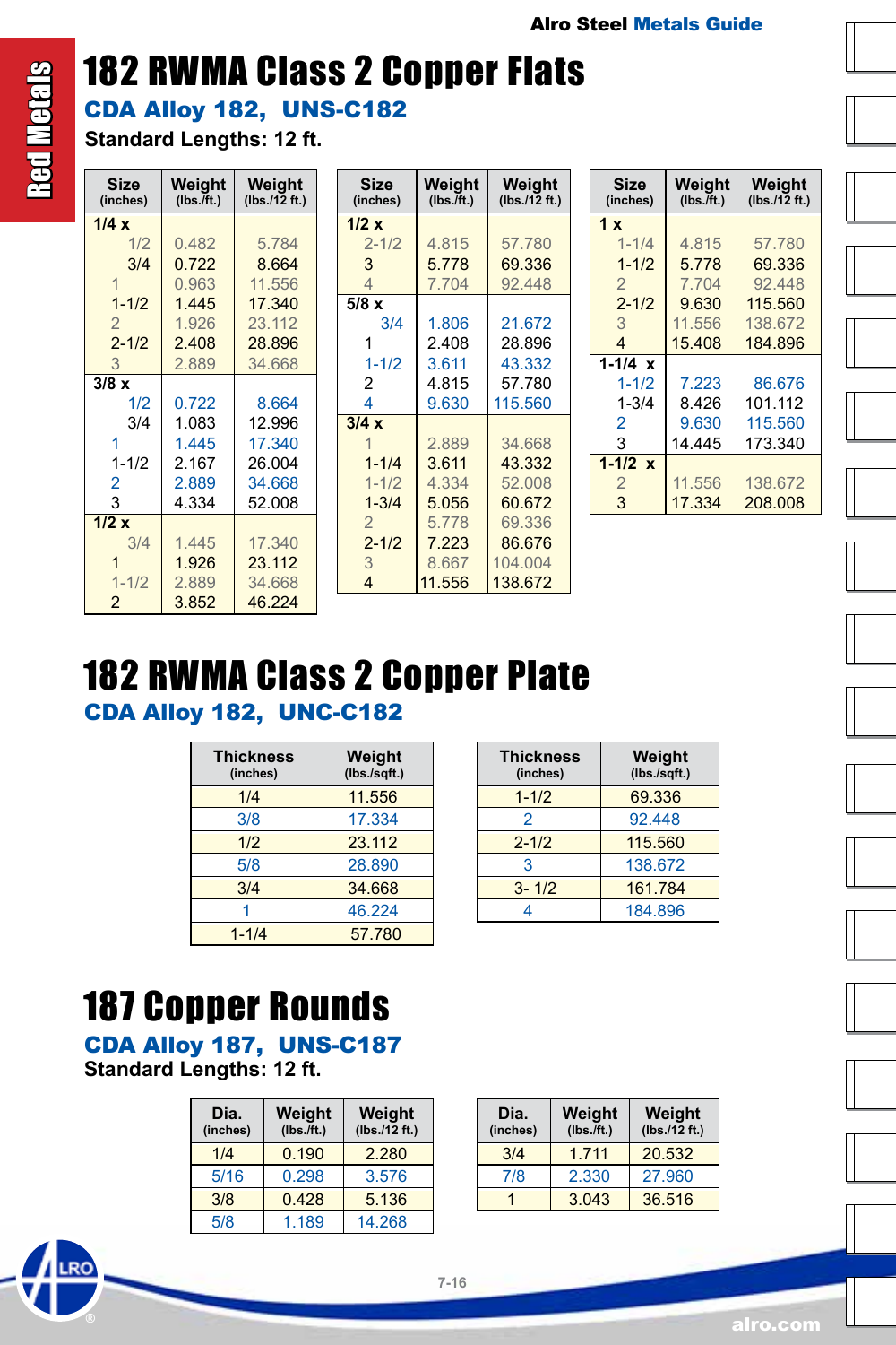# 182 RWMA Class 2 Copper Flats

## CDA Alloy 182, UNS-C182

**Standard Lengths: 12 ft.**

| Size (inches) | Weight (lbs./ft.) | Weight (lbs./12 ft.) |
|---|---|---|
| **1/4 x** | | |
| 1/2 | 0.482 | 5.784 |
| 3/4 | 0.722 | 8.664 |
| 1 | 0.963 | 11.556 |
| 1-1/2 | 1.445 | 17.340 |
| 2 | 1.926 | 23.112 |
| 2-1/2 | 2.408 | 28.896 |
| 3 | 2.889 | 34.668 |
| **3/8 x** | | |
| 1/2 | 0.722 | 8.664 |
| 3/4 | 1.083 | 12.996 |
| 1 | 1.445 | 17.340 |
| 1-1/2 | 2.167 | 26.004 |
| 2 | 2.889 | 34.668 |
| 3 | 4.334 | 52.008 |
| **1/2 x** | | |
| 3/4 | 1.445 | 17.340 |
| 1 | 1.926 | 23.112 |
| 1-1/2 | 2.889 | 34.668 |
| 2 | 3.852 | 46.224 |
| 2-1/2 | 4.815 | 57.780 |
| 3 | 5.778 | 69.336 |
| 4 | 7.704 | 92.448 |
| **5/8 x** | | |
| 3/4 | 1.806 | 21.672 |
| 1 | 2.408 | 28.896 |
| 1-1/2 | 3.611 | 43.332 |
| 2 | 4.815 | 57.780 |
| 4 | 9.630 | 115.560 |
| **3/4 x** | | |
| 1 | 2.889 | 34.668 |
| 1-1/4 | 3.611 | 43.332 |
| 1-1/2 | 4.334 | 52.008 |
| 1-3/4 | 5.056 | 60.672 |
| 2 | 5.778 | 69.336 |
| 2-1/2 | 7.223 | 86.676 |
| 3 | 8.667 | 104.004 |
| 4 | 11.556 | 138.672 |
| **1 x** | | |
| 1-1/4 | 4.815 | 57.780 |
| 1-1/2 | 5.778 | 69.336 |
| 2 | 7.704 | 92.448 |
| 2-1/2 | 9.630 | 115.560 |
| 3 | 11.556 | 138.672 |
| 4 | 15.408 | 184.896 |
| **1-1/4 x** | | |
| 1-1/2 | 7.223 | 86.676 |
| 1-3/4 | 8.426 | 101.112 |
| 2 | 9.630 | 115.560 |
| 3 | 14.445 | 173.340 |
| **1-1/2 x** | | |
| 2 | 11.556 | 138.672 |
| 3 | 17.334 | 208.008 |

# 182 RWMA Class 2 Copper Plate

## CDA Alloy 182, UNC-C182

| Thickness (inches) | Weight (lbs./sqft.) |
|---|---|
| 1/4 | 11.556 |
| 3/8 | 17.334 |
| 1/2 | 23.112 |
| 5/8 | 28.890 |
| 3/4 | 34.668 |
| 1 | 46.224 |
| 1-1/4 | 57.780 |
| 1-1/2 | 69.336 |
| 2 | 92.448 |
| 2-1/2 | 115.560 |
| 3 | 138.672 |
| 3- 1/2 | 161.784 |
| 4 | 184.896 |

# 187 Copper Rounds

## CDA Alloy 187, UNS-C187

**Standard Lengths: 12 ft.**

| Dia. (inches) | Weight (lbs./ft.) | Weight (lbs./12 ft.) |
|---|---|---|
| 1/4 | 0.190 | 2.280 |
| 5/16 | 0.298 | 3.576 |
| 3/8 | 0.428 | 5.136 |
| 5/8 | 1.189 | 14.268 |
| 3/4 | 1.711 | 20.532 |
| 7/8 | 2.330 | 27.960 |
| 1 | 3.043 | 36.516 |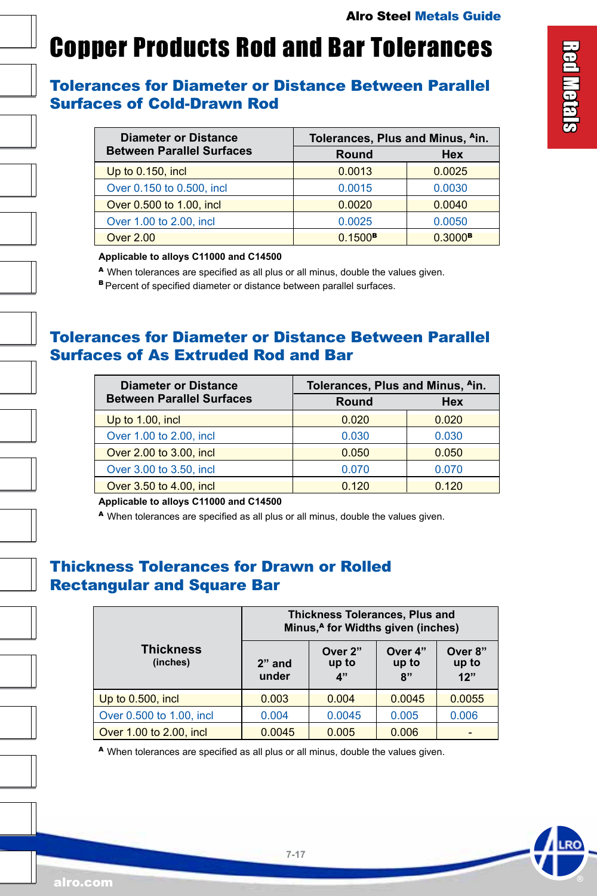# Copper Products Rod and Bar Tolerances

## Tolerances for Diameter or Distance Between Parallel Surfaces of Cold-Drawn Rod

| Diameter or Distance Between Parallel Surfaces | Tolerances, Plus and Minus, [A]in. | |
|---|---|---|
| | Round | Hex |
| Up to 0.150, incl | 0.0013 | 0.0025 |
| Over 0.150 to 0.500, incl | 0.0015 | 0.0030 |
| Over 0.500 to 1.00, incl | 0.0020 | 0.0040 |
| Over 1.00 to 2.00, incl | 0.0025 | 0.0050 |
| Over 2.00 | 0.1500[B] | 0.3000[B] |

**Applicable to alloys C11000 and C14500**

[A] When tolerances are specified as all plus or all minus, double the values given.

[B] Percent of specified diameter or distance between parallel surfaces.

## Tolerances for Diameter or Distance Between Parallel Surfaces of As Extruded Rod and Bar

| Diameter or Distance Between Parallel Surfaces | Tolerances, Plus and Minus, [A]in. | |
|---|---|---|
| | Round | Hex |
| Up to 1.00, incl | 0.020 | 0.020 |
| Over 1.00 to 2.00, incl | 0.030 | 0.030 |
| Over 2.00 to 3.00, incl | 0.050 | 0.050 |
| Over 3.00 to 3.50, incl | 0.070 | 0.070 |
| Over 3.50 to 4.00, incl | 0.120 | 0.120 |

**Applicable to alloys C11000 and C14500**

[A] When tolerances are specified as all plus or all minus, double the values given.

## Thickness Tolerances for Drawn or Rolled Rectangular and Square Bar

| Thickness (inches) | Thickness Tolerances, Plus and Minus,[A] for Widths given (inches) | | | |
|---|---|---|---|---|
| | 2" and under | Over 2" up to 4" | Over 4" up to 8" | Over 8" up to 12" |
| Up to 0.500, incl | 0.003 | 0.004 | 0.0045 | 0.0055 |
| Over 0.500 to 1.00, incl | 0.004 | 0.0045 | 0.005 | 0.006 |
| Over 1.00 to 2.00, incl | 0.0045 | 0.005 | 0.006 | - |

[A] When tolerances are specified as all plus or all minus, double the values given.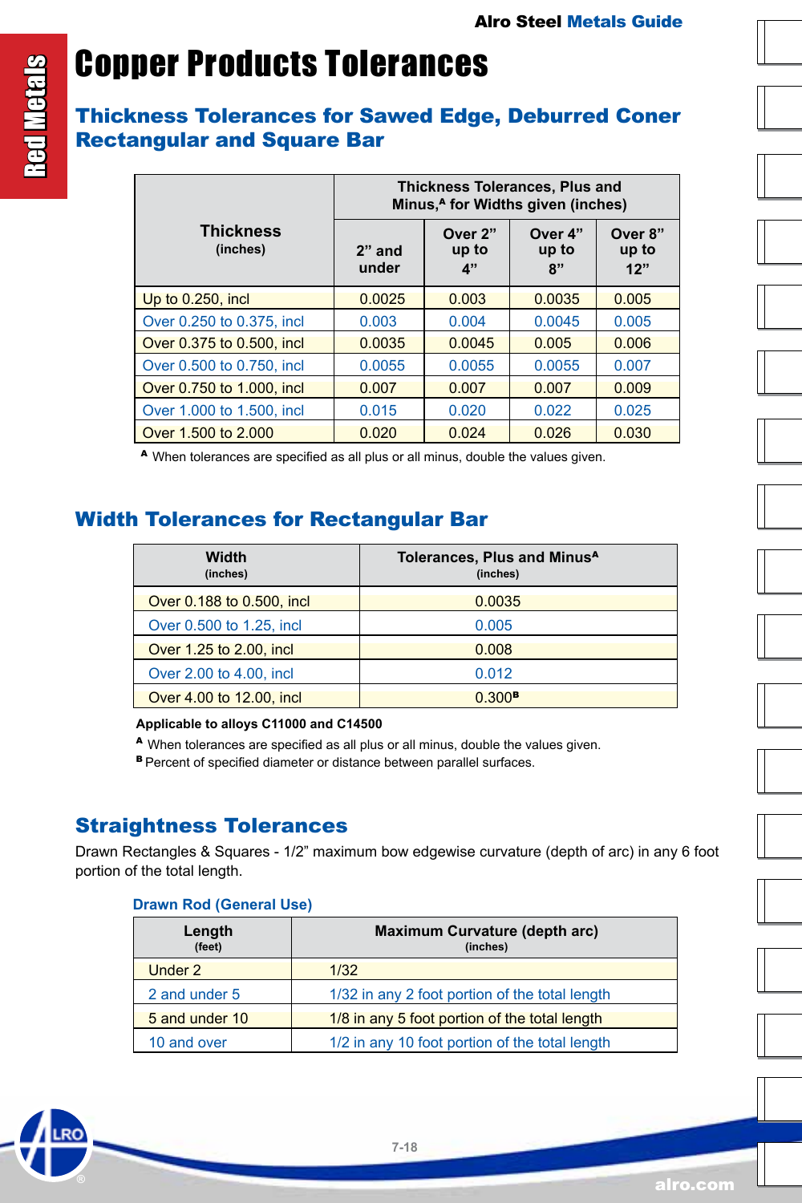# Copper Products Tolerances

## Thickness Tolerances for Sawed Edge, Deburred Coner Rectangular and Square Bar

| Thickness (inches) | Thickness Tolerances, Plus and Minus,[A] for Widths given (inches) | | | |
|---|---|---|---|---|
| | 2" and under | Over 2" up to 4" | Over 4" up to 8" | Over 8" up to 12" |
| Up to 0.250, incl | 0.0025 | 0.003 | 0.0035 | 0.005 |
| Over 0.250 to 0.375, incl | 0.003 | 0.004 | 0.0045 | 0.005 |
| Over 0.375 to 0.500, incl | 0.0035 | 0.0045 | 0.005 | 0.006 |
| Over 0.500 to 0.750, incl | 0.0055 | 0.0055 | 0.0055 | 0.007 |
| Over 0.750 to 1.000, incl | 0.007 | 0.007 | 0.007 | 0.009 |
| Over 1.000 to 1.500, incl | 0.015 | 0.020 | 0.022 | 0.025 |
| Over 1.500 to 2.000 | 0.020 | 0.024 | 0.026 | 0.030 |

[A] When tolerances are specified as all plus or all minus, double the values given.

## Width Tolerances for Rectangular Bar

| Width (inches) | Tolerances, Plus and Minus[A] (inches) |
|---|---|
| Over 0.188 to 0.500, incl | 0.0035 |
| Over 0.500 to 1.25, incl | 0.005 |
| Over 1.25 to 2.00, incl | 0.008 |
| Over 2.00 to 4.00, incl | 0.012 |
| Over 4.00 to 12.00, incl | 0.300[B] |

**Applicable to alloys C11000 and C14500**

[A] When tolerances are specified as all plus or all minus, double the values given.
[B] Percent of specified diameter or distance between parallel surfaces.

## Straightness Tolerances

Drawn Rectangles & Squares - 1/2" maximum bow edgewise curvature (depth of arc) in any 6 foot portion of the total length.

### Drawn Rod (General Use)

| Length (feet) | Maximum Curvature (depth arc) (inches) |
|---|---|
| Under 2 | 1/32 |
| 2 and under 5 | 1/32 in any 2 foot portion of the total length |
| 5 and under 10 | 1/8 in any 5 foot portion of the total length |
| 10 and over | 1/2 in any 10 foot portion of the total length |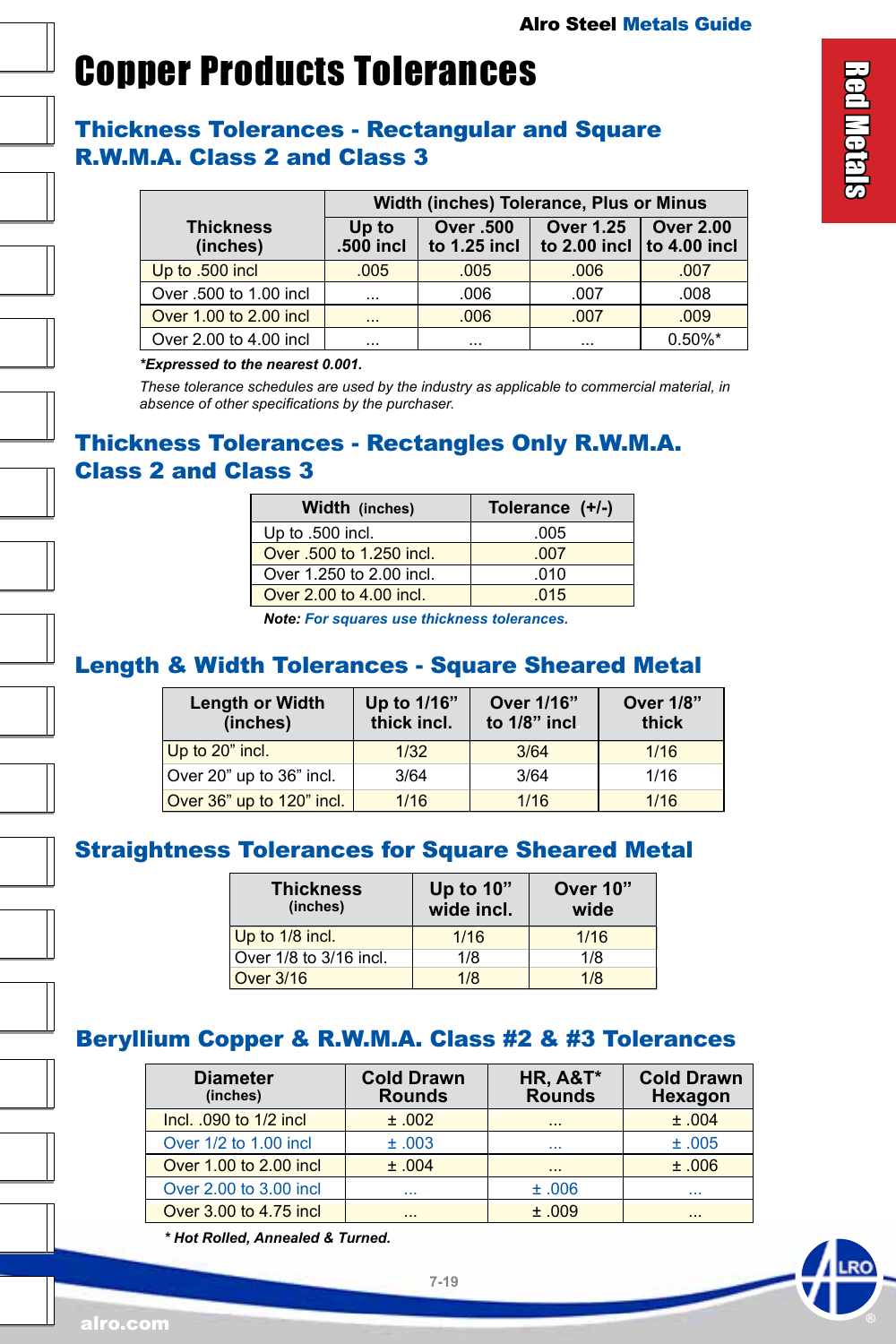# Copper Products Tolerances

## Thickness Tolerances - Rectangular and Square R.W.M.A. Class 2 and Class 3

| Thickness (inches) | Width (inches) Tolerance, Plus or Minus | | | |
|---|---|---|---|---|
| | Up to .500 incl | Over .500 to 1.25 incl | Over 1.25 to 2.00 incl | Over 2.00 to 4.00 incl |
| Up to .500 incl | .005 | .005 | .006 | .007 |
| Over .500 to 1.00 incl | ... | .006 | .007 | .008 |
| Over 1.00 to 2.00 incl | ... | .006 | .007 | .009 |
| Over 2.00 to 4.00 incl | ... | ... | ... | 0.50%* |

***Expressed to the nearest 0.001.**

*These tolerance schedules are used by the industry as applicable to commercial material, in absence of other specifications by the purchaser.*

## Thickness Tolerances - Rectangles Only R.W.M.A. Class 2 and Class 3

| Width (inches) | Tolerance (+/-) |
|---|---|
| Up to .500 incl. | .005 |
| Over .500 to 1.250 incl. | .007 |
| Over 1.250 to 2.00 incl. | .010 |
| Over 2.00 to 4.00 incl. | .015 |

***Note:** For squares use thickness tolerances.*

## Length & Width Tolerances - Square Sheared Metal

| Length or Width (inches) | Up to 1/16" thick incl. | Over 1/16" to 1/8" incl. | Over 1/8" thick |
|---|---|---|---|
| Up to 20" incl. | 1/32 | 3/64 | 1/16 |
| Over 20" up to 36" incl. | 3/64 | 3/64 | 1/16 |
| Over 36" up to 120" incl. | 1/16 | 1/16 | 1/16 |

## Straightness Tolerances for Square Sheared Metal

| Thickness (inches) | Up to 10" wide incl. | Over 10" wide |
|---|---|---|
| Up to 1/8 incl. | 1/16 | 1/16 |
| Over 1/8 to 3/16 incl. | 1/8 | 1/8 |
| Over 3/16 | 1/8 | 1/8 |

## Beryllium Copper & R.W.M.A. Class #2 & #3 Tolerances

| Diameter (inches) | Cold Drawn Rounds | HR, A&T* Rounds | Cold Drawn Hexagon |
|---|---|---|---|
| Incl. .090 to 1/2 incl | ± .002 | ... | ± .004 |
| Over 1/2 to 1.00 incl | ± .003 | ... | ± .005 |
| Over 1.00 to 2.00 incl | ± .004 | ... | ± .006 |
| Over 2.00 to 3.00 incl | ... | ± .006 | ... |
| Over 3.00 to 4.75 incl | ... | ± .009 | ... |

***** Hot Rolled, Annealed & Turned.**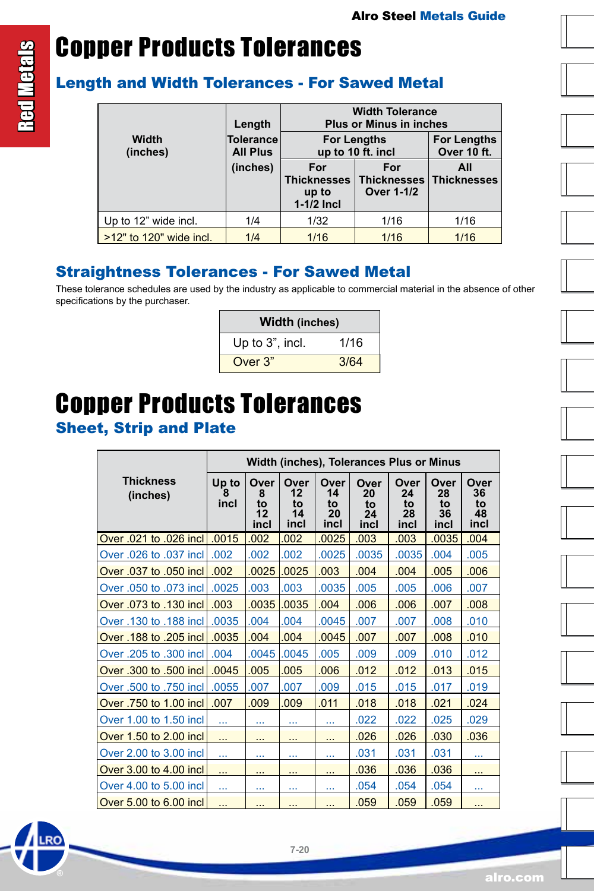# Copper Products Tolerances

## Length and Width Tolerances - For Sawed Metal

| Width (inches) | Length Tolerance All Plus (inches) | Width Tolerance Plus or Minus in inches | | |
|---|---|---|---|---|
| | | For Lengths up to 10 ft. incl | | For Lengths Over 10 ft. |
| | | For Thicknesses up to 1-1/2 Incl | For Thicknesses Over 1-1/2 | All Thicknesses |
| Up to 12" wide incl. | 1/4 | 1/32 | 1/16 | 1/16 |
| >12" to 120" wide incl. | 1/4 | 1/16 | 1/16 | 1/16 |

## Straightness Tolerances - For Sawed Metal

These tolerance schedules are used by the industry as applicable to commercial material in the absence of other specifications by the purchaser.

| Width (inches) | |
|---|---|
| Up to 3", incl. | 1/16 |
| Over 3" | 3/64 |

# Copper Products Tolerances

## Sheet, Strip and Plate

| Thickness (inches) | Width (inches), Tolerances Plus or Minus | | | | | | | |
|---|---|---|---|---|---|---|---|---|
| | Up to 8 incl | Over 8 to 12 incl | Over 12 to 14 incl | Over 14 to 20 incl | Over 20 to 24 incl | Over 24 to 28 incl | Over 28 to 36 incl | Over 36 to 48 incl |
| Over .021 to .026 incl | .0015 | .002 | .002 | .0025 | .003 | .003 | .0035 | .004 |
| Over .026 to .037 incl | .002 | .002 | .002 | .0025 | .0035 | .0035 | .004 | .005 |
| Over .037 to .050 incl | .002 | .0025 | .0025 | .003 | .004 | .004 | .005 | .006 |
| Over .050 to .073 incl | .0025 | .003 | .003 | .0035 | .005 | .005 | .006 | .007 |
| Over .073 to .130 incl | .003 | .0035 | .0035 | .004 | .006 | .006 | .007 | .008 |
| Over .130 to .188 incl | .0035 | .004 | .004 | .0045 | .007 | .007 | .008 | .010 |
| Over .188 to .205 incl | .0035 | .004 | .004 | .0045 | .007 | .007 | .008 | .010 |
| Over .205 to .300 incl | .004 | .0045 | .0045 | .005 | .009 | .009 | .010 | .012 |
| Over .300 to .500 incl | .0045 | .005 | .005 | .006 | .012 | .012 | .013 | .015 |
| Over .500 to .750 incl | .0055 | .007 | .007 | .009 | .015 | .015 | .017 | .019 |
| Over .750 to 1.00 incl | .007 | .009 | .009 | .011 | .018 | .018 | .021 | .024 |
| Over 1.00 to 1.50 incl | ... | ... | ... | ... | .022 | .022 | .025 | .029 |
| Over 1.50 to 2.00 incl | ... | ... | ... | ... | .026 | .026 | .030 | .036 |
| Over 2.00 to 3.00 incl | ... | ... | ... | ... | .031 | .031 | .031 | ... |
| Over 3.00 to 4.00 incl | ... | ... | ... | ... | .036 | .036 | .036 | ... |
| Over 4.00 to 5.00 incl | ... | ... | ... | ... | .054 | .054 | .054 | ... |
| Over 5.00 to 6.00 incl | ... | ... | ... | ... | .059 | .059 | .059 | ... |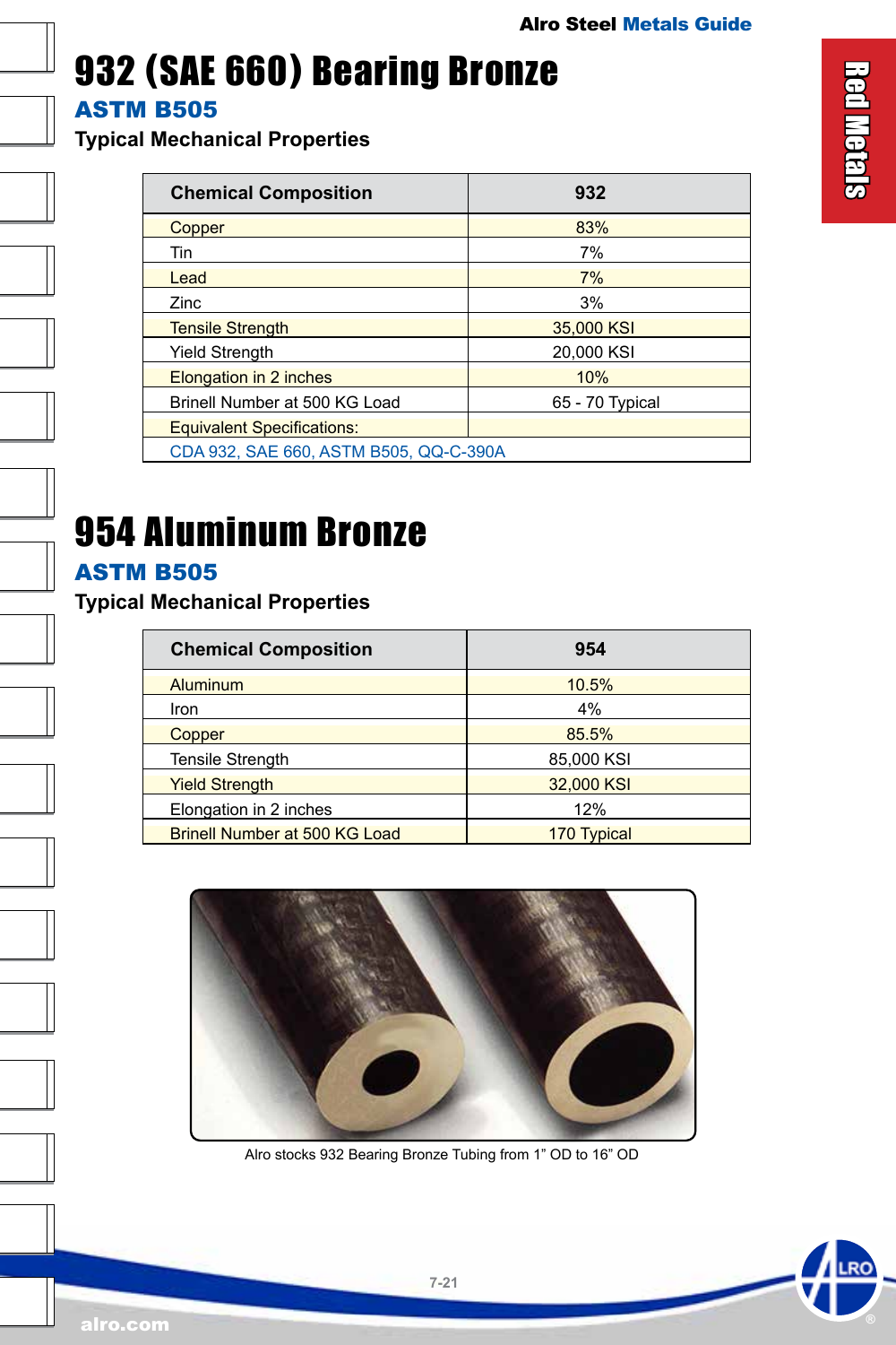# 932 (SAE 660) Bearing Bronze

## ASTM B505

### Typical Mechanical Properties

| Chemical Composition | 932 |
|---|---|
| Copper | 83% |
| Tin | 7% |
| Lead | 7% |
| Zinc | 3% |
| Tensile Strength | 35,000 KSI |
| Yield Strength | 20,000 KSI |
| Elongation in 2 inches | 10% |
| Brinell Number at 500 KG Load | 65 - 70 Typical |
| Equivalent Specifications: | |
| CDA 932, SAE 660, ASTM B505, QQ-C-390A | |

# 954 Aluminum Bronze

## ASTM B505

### Typical Mechanical Properties

| Chemical Composition | 954 |
|---|---|
| Aluminum | 10.5% |
| Iron | 4% |
| Copper | 85.5% |
| Tensile Strength | 85,000 KSI |
| Yield Strength | 32,000 KSI |
| Elongation in 2 inches | 12% |
| Brinell Number at 500 KG Load | 170 Typical |

Alro stocks 932 Bearing Bronze Tubing from 1" OD to 16" OD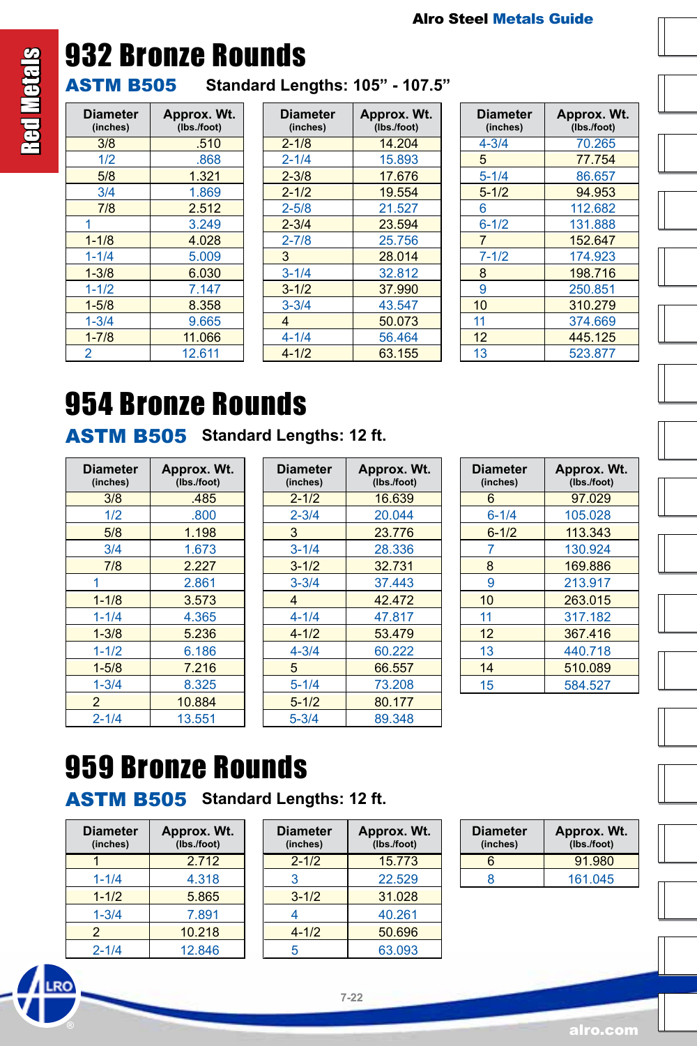# 932 Bronze Rounds

**ASTM B505** **Standard Lengths: 105" - 107.5"**

| Diameter (inches) | Approx. Wt. (lbs./foot) | Diameter (inches) | Approx. Wt. (lbs./foot) | Diameter (inches) | Approx. Wt. (lbs./foot) |
|---|---|---|---|---|---|
| 3/8 | .510 | 2-1/8 | 14.204 | 4-3/4 | 70.265 |
| 1/2 | .868 | 2-1/4 | 15.893 | 5 | 77.754 |
| 5/8 | 1.321 | 2-3/8 | 17.676 | 5-1/4 | 86.657 |
| 3/4 | 1.869 | 2-1/2 | 19.554 | 5-1/2 | 94.953 |
| 7/8 | 2.512 | 2-5/8 | 21.527 | 6 | 112.682 |
| 1 | 3.249 | 2-3/4 | 23.594 | 6-1/2 | 131.888 |
| 1-1/8 | 4.028 | 2-7/8 | 25.756 | 7 | 152.647 |
| 1-1/4 | 5.009 | 3 | 28.014 | 7-1/2 | 174.923 |
| 1-3/8 | 6.030 | 3-1/4 | 32.812 | 8 | 198.716 |
| 1-1/2 | 7.147 | 3-1/2 | 37.990 | 9 | 250.851 |
| 1-5/8 | 8.358 | 3-3/4 | 43.547 | 10 | 310.279 |
| 1-3/4 | 9.665 | 4 | 50.073 | 11 | 374.669 |
| 1-7/8 | 11.066 | 4-1/4 | 56.464 | 12 | 445.125 |
| 2 | 12.611 | 4-1/2 | 63.155 | 13 | 523.877 |

# 954 Bronze Rounds

**ASTM B505** **Standard Lengths: 12 ft.**

| Diameter (inches) | Approx. Wt. (lbs./foot) | Diameter (inches) | Approx. Wt. (lbs./foot) | Diameter (inches) | Approx. Wt. (lbs./foot) |
|---|---|---|---|---|---|
| 3/8 | .485 | 2-1/2 | 16.639 | 6 | 97.029 |
| 1/2 | .800 | 2-3/4 | 20.044 | 6-1/4 | 105.028 |
| 5/8 | 1.198 | 3 | 23.776 | 6-1/2 | 113.343 |
| 3/4 | 1.673 | 3-1/4 | 28.336 | 7 | 130.924 |
| 7/8 | 2.227 | 3-1/2 | 32.731 | 8 | 169.886 |
| 1 | 2.861 | 3-3/4 | 37.443 | 9 | 213.917 |
| 1-1/8 | 3.573 | 4 | 42.472 | 10 | 263.015 |
| 1-1/4 | 4.365 | 4-1/4 | 47.817 | 11 | 317.182 |
| 1-3/8 | 5.236 | 4-1/2 | 53.479 | 12 | 367.416 |
| 1-1/2 | 6.186 | 4-3/4 | 60.222 | 13 | 440.718 |
| 1-5/8 | 7.216 | 5 | 66.557 | 14 | 510.089 |
| 1-3/4 | 8.325 | 5-1/4 | 73.208 | 15 | 584.527 |
| 2 | 10.884 | 5-1/2 | 80.177 | | |
| 2-1/4 | 13.551 | 5-3/4 | 89.348 | | |

# 959 Bronze Rounds

**ASTM B505** **Standard Lengths: 12 ft.**

| Diameter (inches) | Approx. Wt. (lbs./foot) | Diameter (inches) | Approx. Wt. (lbs./foot) | Diameter (inches) | Approx. Wt. (lbs./foot) |
|---|---|---|---|---|---|
| 1 | 2.712 | 2-1/2 | 15.773 | 6 | 91.980 |
| 1-1/4 | 4.318 | 3 | 22.529 | 8 | 161.045 |
| 1-1/2 | 5.865 | 3-1/2 | 31.028 | | |
| 1-3/4 | 7.891 | 4 | 40.261 | | |
| 2 | 10.218 | 4-1/2 | 50.696 | | |
| 2-1/4 | 12.846 | 5 | 63.093 | | |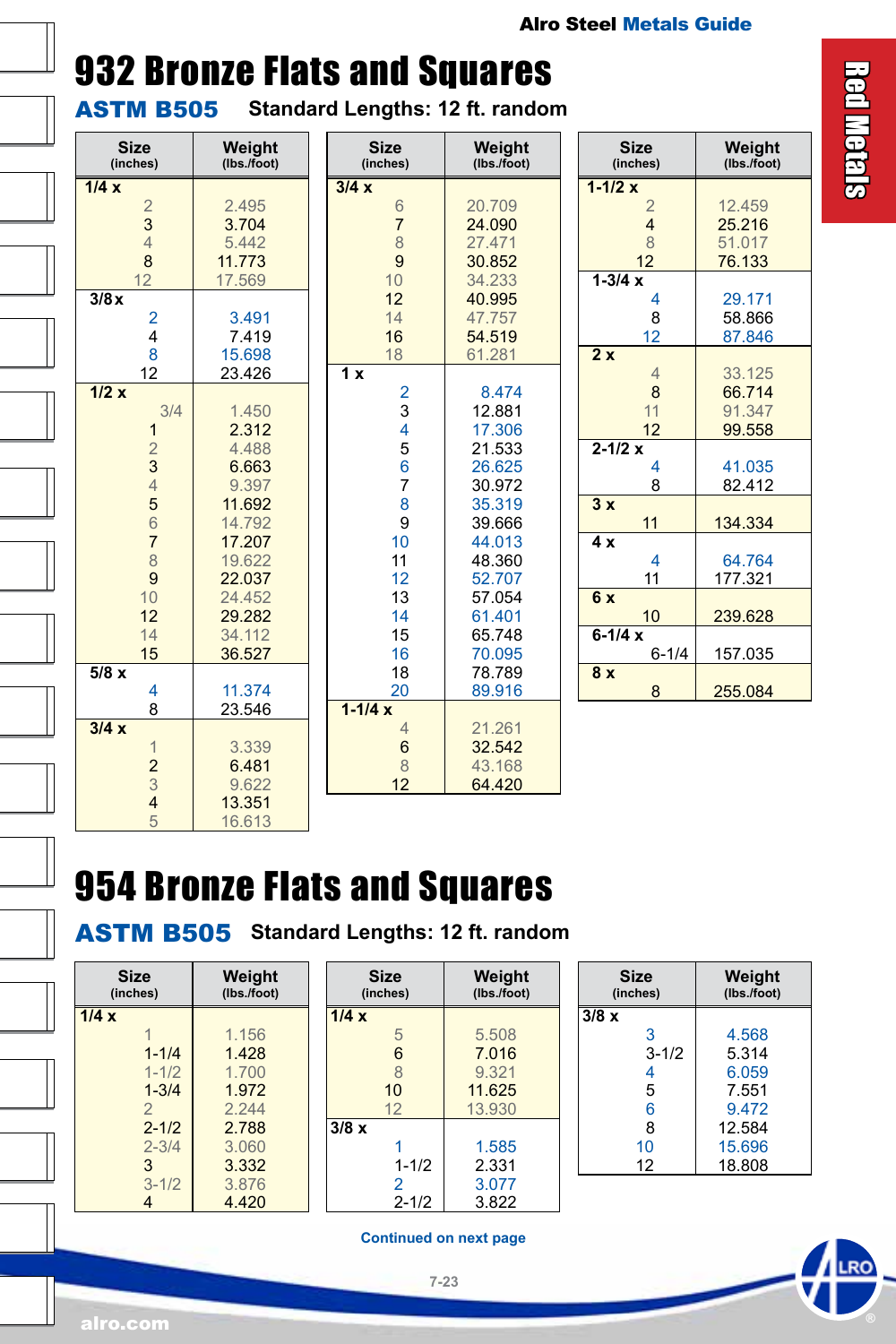# 932 Bronze Flats and Squares

**ASTM B505** **Standard Lengths: 12 ft. random**

| Size (inches) | Weight (lbs./foot) |
|---|---|
| **1/4 x** | |
| 2 | 2.495 |
| 3 | 3.704 |
| 4 | 5.442 |
| 8 | 11.773 |
| 12 | 17.569 |
| **3/8 x** | |
| 2 | 3.491 |
| 4 | 7.419 |
| 8 | 15.698 |
| 12 | 23.426 |
| **1/2 x** | |
| 3/4 | 1.450 |
| 1 | 2.312 |
| 2 | 4.488 |
| 3 | 6.663 |
| 4 | 9.397 |
| 5 | 11.692 |
| 6 | 14.792 |
| 7 | 17.207 |
| 8 | 19.622 |
| 9 | 22.037 |
| 10 | 24.452 |
| 12 | 29.282 |
| 14 | 34.112 |
| 15 | 36.527 |
| **5/8 x** | |
| 4 | 11.374 |
| 8 | 23.546 |
| **3/4 x** | |
| 1 | 3.339 |
| 2 | 6.481 |
| 3 | 9.622 |
| 4 | 13.351 |
| 5 | 16.613 |
| 6 | 20.709 |
| 7 | 24.090 |
| 8 | 27.471 |
| 9 | 30.852 |
| 10 | 34.233 |
| 12 | 40.995 |
| 14 | 47.757 |
| 16 | 54.519 |
| 18 | 61.281 |
| **1 x** | |
| 2 | 8.474 |
| 3 | 12.881 |
| 4 | 17.306 |
| 5 | 21.533 |
| 6 | 26.625 |
| 7 | 30.972 |
| 8 | 35.319 |
| 9 | 39.666 |
| 10 | 44.013 |
| 11 | 48.360 |
| 12 | 52.707 |
| 13 | 57.054 |
| 14 | 61.401 |
| 15 | 65.748 |
| 16 | 70.095 |
| 18 | 78.789 |
| 20 | 89.916 |
| **1-1/4 x** | |
| 4 | 21.261 |
| 6 | 32.542 |
| 8 | 43.168 |
| 12 | 64.420 |
| **1-1/2 x** | |
| 2 | 12.459 |
| 4 | 25.216 |
| 8 | 51.017 |
| 12 | 76.133 |
| **1-3/4 x** | |
| 4 | 29.171 |
| 8 | 58.866 |
| 12 | 87.846 |
| **2 x** | |
| 4 | 33.125 |
| 8 | 66.714 |
| 11 | 91.347 |
| 12 | 99.558 |
| **2-1/2 x** | |
| 4 | 41.035 |
| 8 | 82.412 |
| **3 x** | |
| 11 | 134.334 |
| **4 x** | |
| 4 | 64.764 |
| 11 | 177.321 |
| **6 x** | |
| 10 | 239.628 |
| **6-1/4 x** | |
| 6-1/4 | 157.035 |
| **8 x** | |
| 8 | 255.084 |

# 954 Bronze Flats and Squares

**ASTM B505** **Standard Lengths: 12 ft. random**

| Size (inches) | Weight (lbs./foot) |
|---|---|
| **1/4 x** | |
| 1 | 1.156 |
| 1-1/4 | 1.428 |
| 1-1/2 | 1.700 |
| 1-3/4 | 1.972 |
| 2 | 2.244 |
| 2-1/2 | 2.788 |
| 2-3/4 | 3.060 |
| 3 | 3.332 |
| 3-1/2 | 3.876 |
| 4 | 4.420 |
| 5 | 5.508 |
| 6 | 7.016 |
| 8 | 9.321 |
| 10 | 11.625 |
| 12 | 13.930 |
| **3/8 x** | |
| 1 | 1.585 |
| 1-1/2 | 2.331 |
| 2 | 3.077 |
| 2-1/2 | 3.822 |
| 3 | 4.568 |
| 3-1/2 | 5.314 |
| 4 | 6.059 |
| 5 | 7.551 |
| 6 | 9.472 |
| 8 | 12.584 |
| 10 | 15.696 |
| 12 | 18.808 |

Continued on next page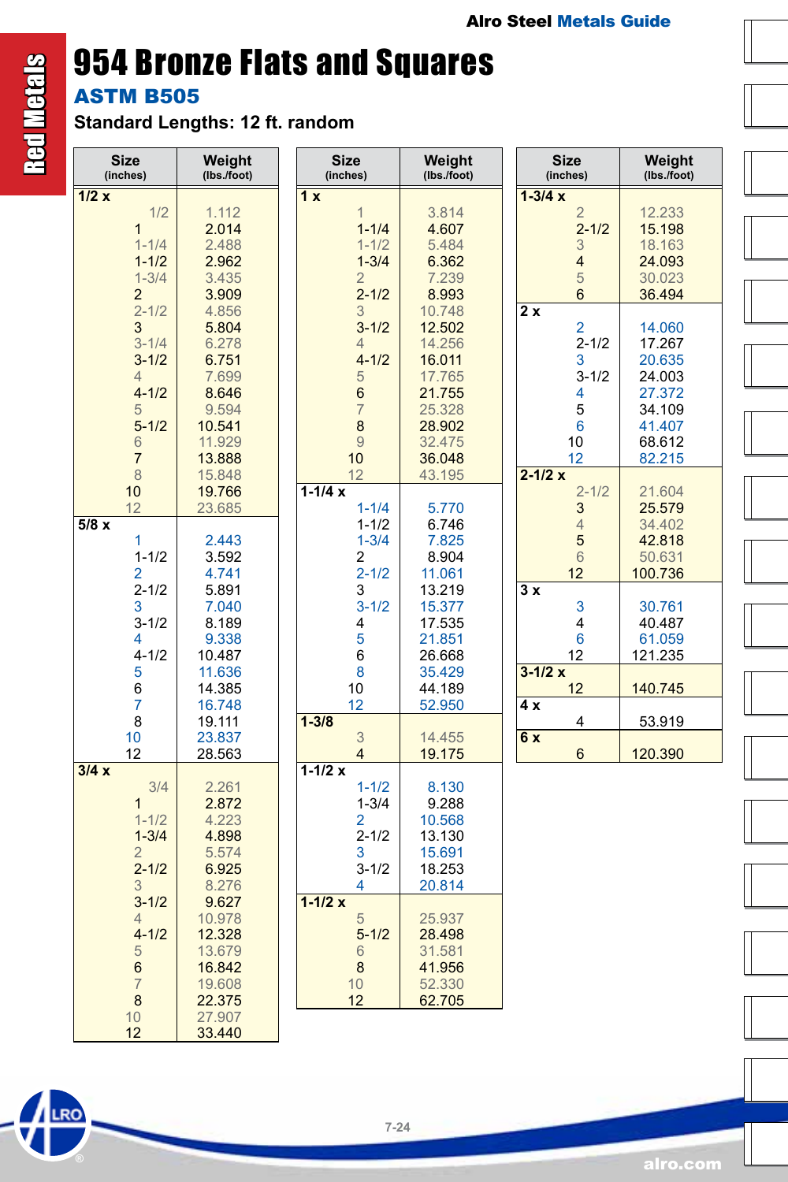# 954 Bronze Flats and Squares

## ASTM B505

**Standard Lengths: 12 ft. random**

| Size (inches) | Weight (lbs./foot) |
|---|---|
| **1/2 x** | |
| 1/2 | 1.112 |
| 1 | 2.014 |
| 1-1/4 | 2.488 |
| 1-1/2 | 2.962 |
| 1-3/4 | 3.435 |
| 2 | 3.909 |
| 2-1/2 | 4.856 |
| 3 | 5.804 |
| 3-1/4 | 6.278 |
| 3-1/2 | 6.751 |
| 4 | 7.699 |
| 4-1/2 | 8.646 |
| 5 | 9.594 |
| 5-1/2 | 10.541 |
| 6 | 11.929 |
| 7 | 13.888 |
| 8 | 15.848 |
| 10 | 19.766 |
| 12 | 23.685 |
| **5/8 x** | |
| 1 | 2.443 |
| 1-1/2 | 3.592 |
| 2 | 4.741 |
| 2-1/2 | 5.891 |
| 3 | 7.040 |
| 3-1/2 | 8.189 |
| 4 | 9.338 |
| 4-1/2 | 10.487 |
| 5 | 11.636 |
| 6 | 14.385 |
| 7 | 16.748 |
| 8 | 19.111 |
| 10 | 23.837 |
| 12 | 28.563 |
| **3/4 x** | |
| 3/4 | 2.261 |
| 1 | 2.872 |
| 1-1/2 | 4.223 |
| 1-3/4 | 4.898 |
| 2 | 5.574 |
| 2-1/2 | 6.925 |
| 3 | 8.276 |
| 3-1/2 | 9.627 |
| 4 | 10.978 |
| 4-1/2 | 12.328 |
| 5 | 13.679 |
| 6 | 16.842 |
| 7 | 19.608 |
| 8 | 22.375 |
| 10 | 27.907 |
| 12 | 33.440 |
| **1 x** | |
| 1 | 3.814 |
| 1-1/4 | 4.607 |
| 1-1/2 | 5.484 |
| 1-3/4 | 6.362 |
| 2 | 7.239 |
| 2-1/2 | 8.993 |
| 3 | 10.748 |
| 3-1/2 | 12.502 |
| 4 | 14.256 |
| 4-1/2 | 16.011 |
| 5 | 17.765 |
| 6 | 21.755 |
| 7 | 25.328 |
| 8 | 28.902 |
| 9 | 32.475 |
| 10 | 36.048 |
| 12 | 43.195 |
| **1-1/4 x** | |
| 1-1/4 | 5.770 |
| 1-1/2 | 6.746 |
| 1-3/4 | 7.825 |
| 2 | 8.904 |
| 2-1/2 | 11.061 |
| 3 | 13.219 |
| 3-1/2 | 15.377 |
| 4 | 17.535 |
| 5 | 21.851 |
| 6 | 26.668 |
| 8 | 35.429 |
| 10 | 44.189 |
| 12 | 52.950 |
| **1-3/8** | |
| 3 | 14.455 |
| 4 | 19.175 |
| **1-1/2 x** | |
| 1-1/2 | 8.130 |
| 1-3/4 | 9.288 |
| 2 | 10.568 |
| 2-1/2 | 13.130 |
| 3 | 15.691 |
| 3-1/2 | 18.253 |
| 4 | 20.814 |
| **1-1/2 x** | |
| 5 | 25.937 |
| 5-1/2 | 28.498 |
| 6 | 31.581 |
| 8 | 41.956 |
| 10 | 52.330 |
| 12 | 62.705 |
| **1-3/4 x** | |
| 2 | 12.233 |
| 2-1/2 | 15.198 |
| 3 | 18.163 |
| 4 | 24.093 |
| 5 | 30.023 |
| 6 | 36.494 |
| **2 x** | |
| 2 | 14.060 |
| 2-1/2 | 17.267 |
| 3 | 20.635 |
| 3-1/2 | 24.003 |
| 4 | 27.372 |
| 5 | 34.109 |
| 6 | 41.407 |
| 10 | 68.612 |
| 12 | 82.215 |
| **2-1/2 x** | |
| 2-1/2 | 21.604 |
| 3 | 25.579 |
| 4 | 34.402 |
| 5 | 42.818 |
| 6 | 50.631 |
| 12 | 100.736 |
| **3 x** | |
| 3 | 30.761 |
| 4 | 40.487 |
| 6 | 61.059 |
| 12 | 121.235 |
| **3-1/2 x** | |
| 12 | 140.745 |
| **4 x** | |
| 4 | 53.919 |
| **6 x** | |
| 6 | 120.390 |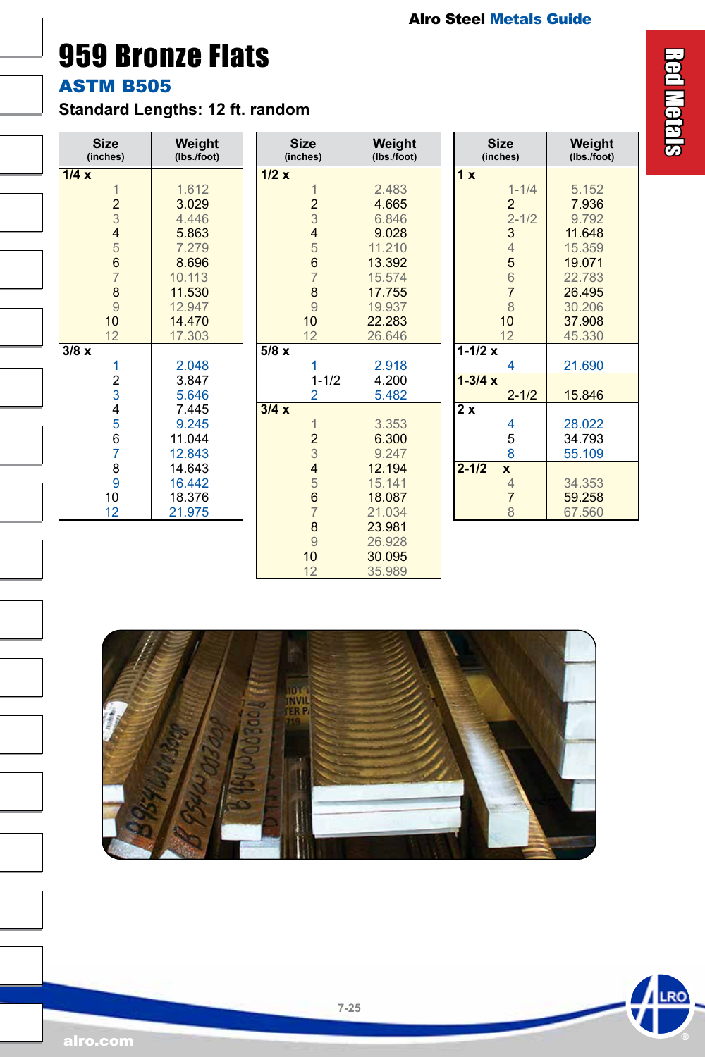# 959 Bronze Flats

## ASTM B505

**Standard Lengths: 12 ft. random**

| Size (inches) | Weight (lbs./foot) |
|---|---|
| **1/4 x** | |
| 1 | 1.612 |
| 2 | 3.029 |
| 3 | 4.446 |
| 4 | 5.863 |
| 5 | 7.279 |
| 6 | 8.696 |
| 7 | 10.113 |
| 8 | 11.530 |
| 9 | 12.947 |
| 10 | 14.470 |
| 12 | 17.303 |
| **3/8 x** | |
| 1 | 2.048 |
| 2 | 3.847 |
| 3 | 5.646 |
| 4 | 7.445 |
| 5 | 9.245 |
| 6 | 11.044 |
| 7 | 12.843 |
| 8 | 14.643 |
| 9 | 16.442 |
| 10 | 18.376 |
| 12 | 21.975 |

| Size (inches) | Weight (lbs./foot) |
|---|---|
| **1/2 x** | |
| 1 | 2.483 |
| 2 | 4.665 |
| 3 | 6.846 |
| 4 | 9.028 |
| 5 | 11.210 |
| 6 | 13.392 |
| 7 | 15.574 |
| 8 | 17.755 |
| 9 | 19.937 |
| 10 | 22.283 |
| 12 | 26.646 |
| **5/8 x** | |
| 1 | 2.918 |
| 1-1/2 | 4.200 |
| 2 | 5.482 |
| **3/4 x** | |
| 1 | 3.353 |
| 2 | 6.300 |
| 3 | 9.247 |
| 4 | 12.194 |
| 5 | 15.141 |
| 6 | 18.087 |
| 7 | 21.034 |
| 8 | 23.981 |
| 9 | 26.928 |
| 10 | 30.095 |
| 12 | 35.989 |

| Size (inches) | Weight (lbs./foot) |
|---|---|
| **1 x** | |
| 1-1/4 | 5.152 |
| 2 | 7.936 |
| 2-1/2 | 9.792 |
| 3 | 11.648 |
| 4 | 15.359 |
| 5 | 19.071 |
| 6 | 22.783 |
| 7 | 26.495 |
| 8 | 30.206 |
| 10 | 37.908 |
| 12 | 45.330 |
| **1-1/2 x** | |
| 4 | 21.690 |
| **1-3/4 x** | |
| 2-1/2 | 15.846 |
| **2 x** | |
| 4 | 28.022 |
| 5 | 34.793 |
| 8 | 55.109 |
| **2-1/2 x** | |
| 4 | 34.353 |
| 7 | 59.258 |
| 8 | 67.560 |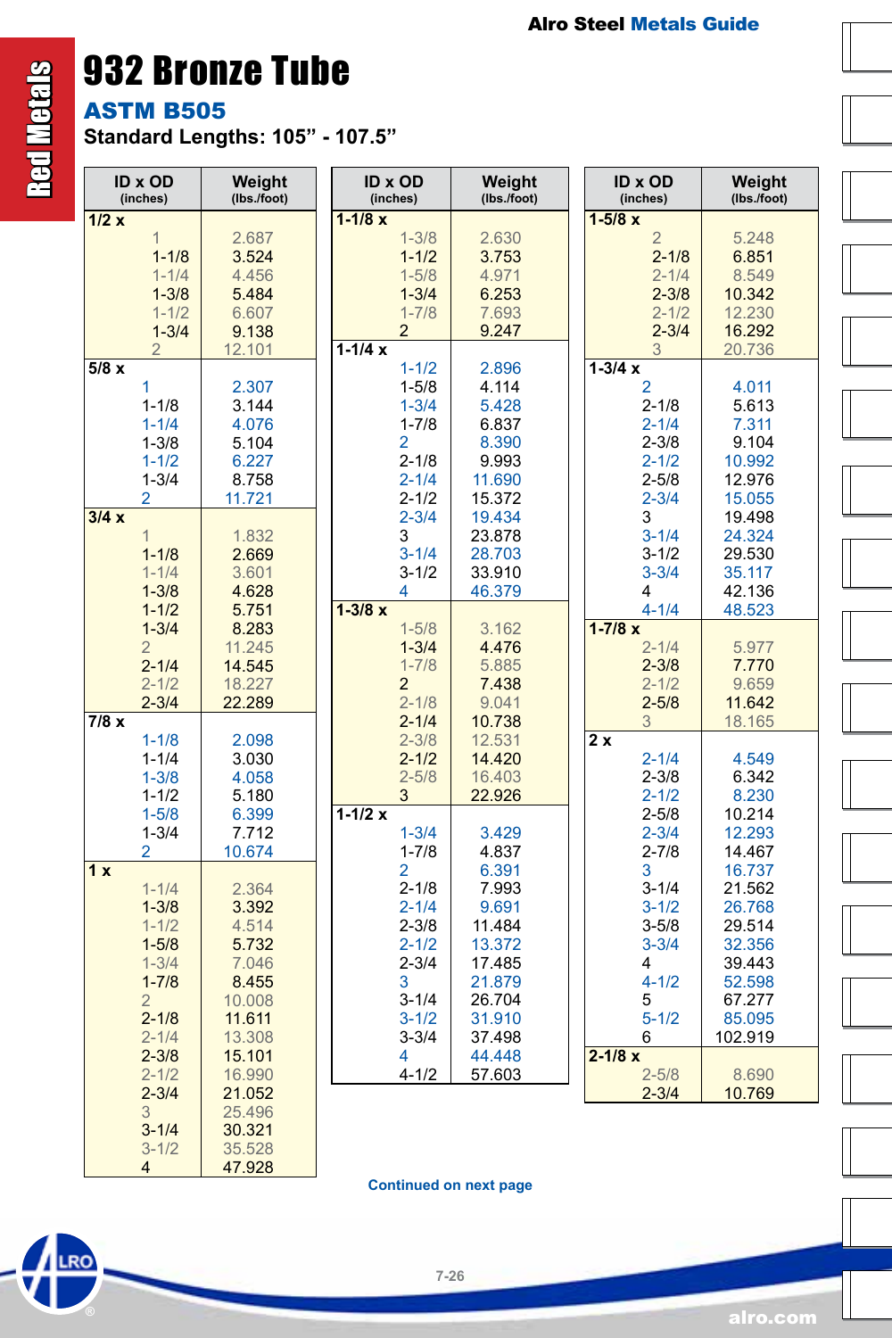# 932 Bronze Tube

## ASTM B505

**Standard Lengths: 105" - 107.5"**

| ID x OD (inches) | Weight (lbs./foot) |
|---|---|
| **1/2 x** | |
| 1 | 2.687 |
| 1-1/8 | 3.524 |
| 1-1/4 | 4.456 |
| 1-3/8 | 5.484 |
| 1-1/2 | 6.607 |
| 1-3/4 | 9.138 |
| 2 | 12.101 |
| **5/8 x** | |
| 1 | 2.307 |
| 1-1/8 | 3.144 |
| 1-1/4 | 4.076 |
| 1-3/8 | 5.104 |
| 1-1/2 | 6.227 |
| 1-3/4 | 8.758 |
| 2 | 11.721 |
| **3/4 x** | |
| 1 | 1.832 |
| 1-1/8 | 2.669 |
| 1-1/4 | 3.601 |
| 1-3/8 | 4.628 |
| 1-1/2 | 5.751 |
| 1-3/4 | 8.283 |
| 2 | 11.245 |
| 2-1/4 | 14.545 |
| 2-1/2 | 18.227 |
| 2-3/4 | 22.289 |
| **7/8 x** | |
| 1-1/8 | 2.098 |
| 1-1/4 | 3.030 |
| 1-3/8 | 4.058 |
| 1-1/2 | 5.180 |
| 1-5/8 | 6.399 |
| 1-3/4 | 7.712 |
| 2 | 10.674 |
| **1 x** | |
| 1-1/4 | 2.364 |
| 1-3/8 | 3.392 |
| 1-1/2 | 4.514 |
| 1-5/8 | 5.732 |
| 1-3/4 | 7.046 |
| 1-7/8 | 8.455 |
| 2 | 10.008 |
| 2-1/8 | 11.611 |
| 2-1/4 | 13.308 |
| 2-3/8 | 15.101 |
| 2-1/2 | 16.990 |
| 2-3/4 | 21.052 |
| 3 | 25.496 |
| 3-1/4 | 30.321 |
| 3-1/2 | 35.528 |
| 4 | 47.928 |
| **1-1/8 x** | |
| 1-3/8 | 2.630 |
| 1-1/2 | 3.753 |
| 1-5/8 | 4.971 |
| 1-3/4 | 6.253 |
| 1-7/8 | 7.693 |
| 2 | 9.247 |
| **1-1/4 x** | |
| 1-1/2 | 2.896 |
| 1-5/8 | 4.114 |
| 1-3/4 | 5.428 |
| 1-7/8 | 6.837 |
| 2 | 8.390 |
| 2-1/8 | 9.993 |
| 2-1/4 | 11.690 |
| 2-1/2 | 15.372 |
| 2-3/4 | 19.434 |
| 3 | 23.878 |
| 3-1/4 | 28.703 |
| 3-1/2 | 33.910 |
| 4 | 46.379 |
| **1-3/8 x** | |
| 1-5/8 | 3.162 |
| 1-3/4 | 4.476 |
| 1-7/8 | 5.885 |
| 2 | 7.438 |
| 2-1/8 | 9.041 |
| 2-1/4 | 10.738 |
| 2-3/8 | 12.531 |
| 2-1/2 | 14.420 |
| 2-5/8 | 16.403 |
| 3 | 22.926 |
| **1-1/2 x** | |
| 1-3/4 | 3.429 |
| 1-7/8 | 4.837 |
| 2 | 6.391 |
| 2-1/8 | 7.993 |
| 2-1/4 | 9.691 |
| 2-3/8 | 11.484 |
| 2-1/2 | 13.372 |
| 2-3/4 | 17.485 |
| 3 | 21.879 |
| 3-1/4 | 26.704 |
| 3-1/2 | 31.910 |
| 3-3/4 | 37.498 |
| 4 | 44.448 |
| 4-1/2 | 57.603 |
| **1-5/8 x** | |
| 2 | 5.248 |
| 2-1/8 | 6.851 |
| 2-1/4 | 8.549 |
| 2-3/8 | 10.342 |
| 2-1/2 | 12.230 |
| 2-3/4 | 16.292 |
| 3 | 20.736 |
| **1-3/4 x** | |
| 2 | 4.011 |
| 2-1/8 | 5.613 |
| 2-1/4 | 7.311 |
| 2-3/8 | 9.104 |
| 2-1/2 | 10.992 |
| 2-5/8 | 12.976 |
| 2-3/4 | 15.055 |
| 3 | 19.498 |
| 3-1/4 | 24.324 |
| 3-1/2 | 29.530 |
| 3-3/4 | 35.117 |
| 4 | 42.136 |
| 4-1/4 | 48.523 |
| **1-7/8 x** | |
| 2-1/4 | 5.977 |
| 2-3/8 | 7.770 |
| 2-1/2 | 9.659 |
| 2-5/8 | 11.642 |
| 3 | 18.165 |
| **2 x** | |
| 2-1/4 | 4.549 |
| 2-3/8 | 6.342 |
| 2-1/2 | 8.230 |
| 2-5/8 | 10.214 |
| 2-3/4 | 12.293 |
| 2-7/8 | 14.467 |
| 3 | 16.737 |
| 3-1/4 | 21.562 |
| 3-1/2 | 26.768 |
| 3-5/8 | 29.514 |
| 3-3/4 | 32.356 |
| 4 | 39.443 |
| 4-1/2 | 52.598 |
| 5 | 67.277 |
| 5-1/2 | 85.095 |
| 6 | 102.919 |
| **2-1/8 x** | |
| 2-5/8 | 8.690 |
| 2-3/4 | 10.769 |

Continued on next page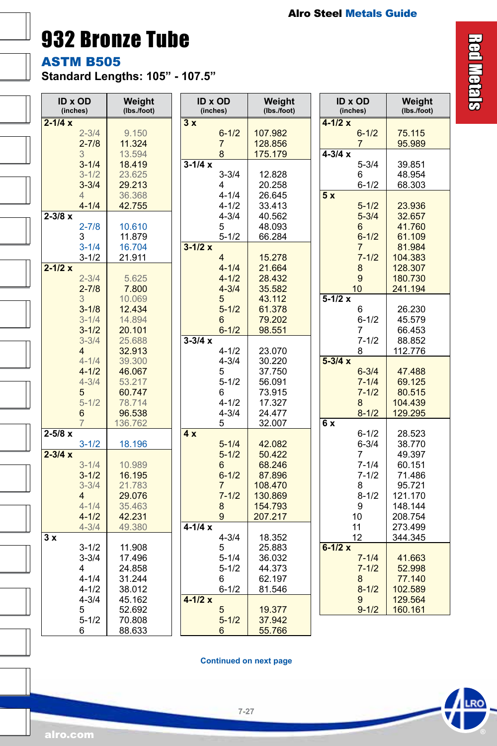# 932 Bronze Tube

## ASTM B505

**Standard Lengths: 105" - 107.5"**

| ID x OD (inches) | Weight (lbs./foot) |
|---|---|
| **2-1/4 x** | |
| 2-3/4 | 9.150 |
| 2-7/8 | 11.324 |
| 3 | 13.594 |
| 3-1/4 | 18.419 |
| 3-1/2 | 23.625 |
| 3-3/4 | 29.213 |
| 4 | 36.368 |
| 4-1/4 | 42.755 |
| **2-3/8 x** | |
| 2-7/8 | 10.610 |
| 3 | 11.879 |
| 3-1/4 | 16.704 |
| 3-1/2 | 21.911 |
| **2-1/2 x** | |
| 2-3/4 | 5.625 |
| 2-7/8 | 7.800 |
| 3 | 10.069 |
| 3-1/8 | 12.434 |
| 3-1/4 | 14.894 |
| 3-1/2 | 20.101 |
| 3-3/4 | 25.688 |
| 4 | 32.913 |
| 4-1/4 | 39.300 |
| 4-1/2 | 46.067 |
| 4-3/4 | 53.217 |
| 5 | 60.747 |
| 5-1/2 | 78.714 |
| 6 | 96.538 |
| 7 | 136.762 |
| **2-5/8 x** | |
| 3-1/2 | 18.196 |
| **2-3/4 x** | |
| 3-1/4 | 10.989 |
| 3-1/2 | 16.195 |
| 3-3/4 | 21.783 |
| 4 | 29.076 |
| 4-1/4 | 35.463 |
| 4-1/2 | 42.231 |
| 4-3/4 | 49.380 |
| **3 x** | |
| 3-1/2 | 11.908 |
| 3-3/4 | 17.496 |
| 4 | 24.858 |
| 4-1/4 | 31.244 |
| 4-1/2 | 38.012 |
| 4-3/4 | 45.162 |
| 5 | 52.692 |
| 5-1/2 | 70.808 |
| 6 | 88.633 |
| **3 x** | |
| 6-1/2 | 107.982 |
| 7 | 128.856 |
| 8 | 175.179 |
| **3-1/4 x** | |
| 3-3/4 | 12.828 |
| 4 | 20.258 |
| 4-1/4 | 26.645 |
| 4-1/2 | 33.413 |
| 4-3/4 | 40.562 |
| 5 | 48.093 |
| 5-1/2 | 66.284 |
| **3-1/2 x** | |
| 4 | 15.278 |
| 4-1/4 | 21.664 |
| 4-1/2 | 28.432 |
| 4-3/4 | 35.582 |
| 5 | 43.112 |
| 5-1/2 | 61.378 |
| 6 | 79.202 |
| 6-1/2 | 98.551 |
| **3-3/4 x** | |
| 4-1/2 | 23.070 |
| 4-3/4 | 30.220 |
| 5 | 37.750 |
| 5-1/2 | 56.091 |
| 6 | 73.915 |
| 4-1/2 | 17.327 |
| 4-3/4 | 24.477 |
| 5 | 32.007 |
| **4 x** | |
| 5-1/4 | 42.082 |
| 5-1/2 | 50.422 |
| 6 | 68.246 |
| 6-1/2 | 87.896 |
| 7 | 108.470 |
| 7-1/2 | 130.869 |
| 8 | 154.793 |
| 9 | 207.217 |
| **4-1/4 x** | |
| 4-3/4 | 18.352 |
| 5 | 25.883 |
| 5-1/4 | 36.032 |
| 5-1/2 | 44.373 |
| 6 | 62.197 |
| 6-1/2 | 81.546 |
| **4-1/2 x** | |
| 5 | 19.377 |
| 5-1/2 | 37.942 |
| 6 | 55.766 |
| **4-1/2 x** | |
| 6-1/2 | 75.115 |
| 7 | 95.989 |
| **4-3/4 x** | |
| 5-3/4 | 39.851 |
| 6 | 48.954 |
| 6-1/2 | 68.303 |
| **5 x** | |
| 5-1/2 | 23.936 |
| 5-3/4 | 32.657 |
| 6 | 41.760 |
| 6-1/2 | 61.109 |
| 7 | 81.984 |
| 7-1/2 | 104.383 |
| 8 | 128.307 |
| 9 | 180.730 |
| 10 | 241.194 |
| **5-1/2 x** | |
| 6 | 26.230 |
| 6-1/2 | 45.579 |
| 7 | 66.453 |
| 7-1/2 | 88.852 |
| 8 | 112.776 |
| **5-3/4 x** | |
| 6-3/4 | 47.488 |
| 7-1/4 | 69.125 |
| 7-1/2 | 80.515 |
| 8 | 104.439 |
| 8-1/2 | 129.295 |
| **6 x** | |
| 6-1/2 | 28.523 |
| 6-3/4 | 38.770 |
| 7 | 49.397 |
| 7-1/4 | 60.151 |
| 7-1/2 | 71.486 |
| 8 | 95.721 |
| 8-1/2 | 121.170 |
| 9 | 148.144 |
| 10 | 208.754 |
| 11 | 273.499 |
| 12 | 344.345 |
| **6-1/2 x** | |
| 7-1/4 | 41.663 |
| 7-1/2 | 52.998 |
| 8 | 77.140 |
| 8-1/2 | 102.589 |
| 9 | 129.564 |
| 9-1/2 | 160.161 |

Continued on next page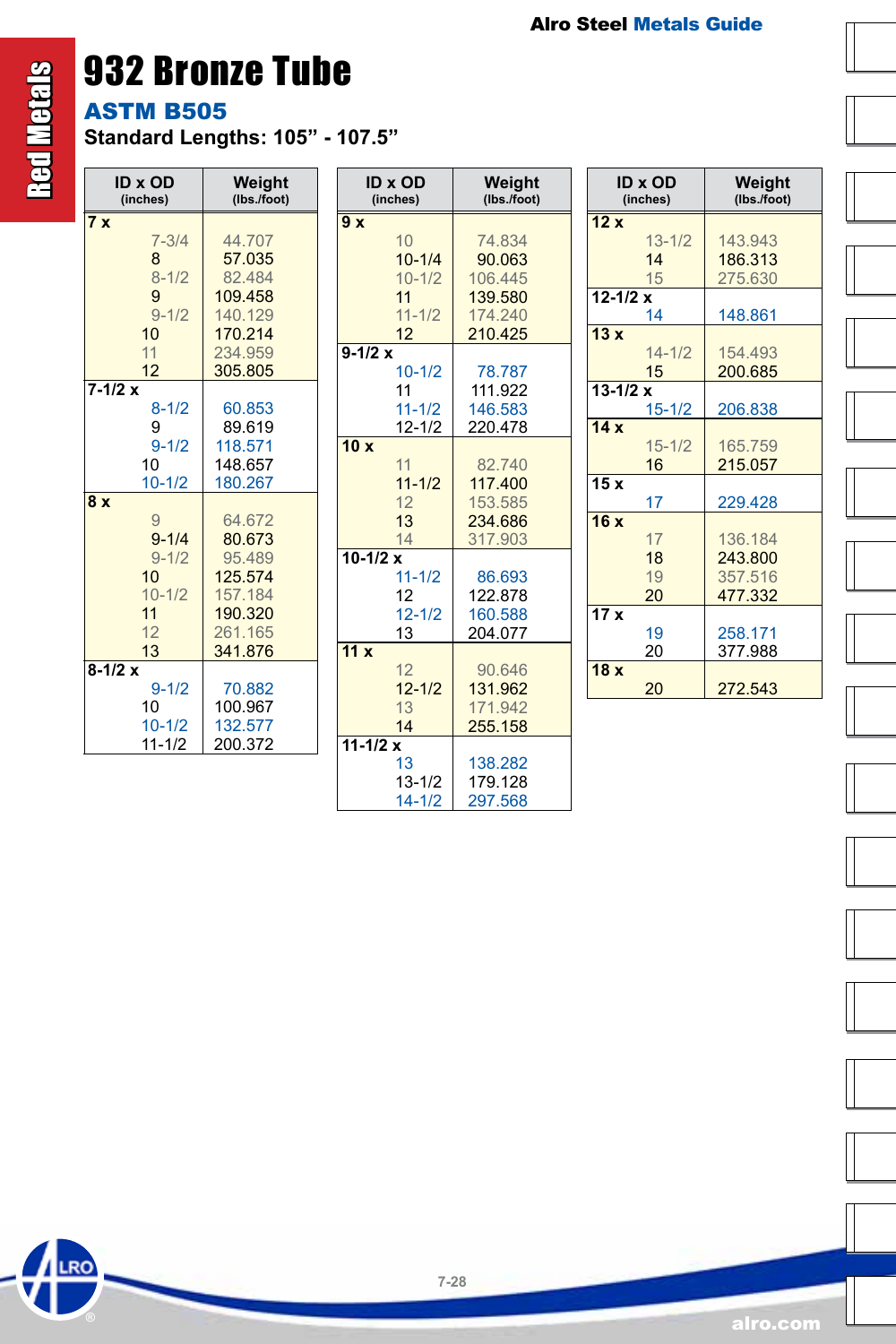# 932 Bronze Tube

## ASTM B505

**Standard Lengths: 105" - 107.5"**

| ID x OD (inches) | Weight (lbs./foot) |
|---|---|
| **7 x** | |
| 7-3/4 | 44.707 |
| 8 | 57.035 |
| 8-1/2 | 82.484 |
| 9 | 109.458 |
| 9-1/2 | 140.129 |
| 10 | 170.214 |
| 11 | 234.959 |
| 12 | 305.805 |
| **7-1/2 x** | |
| 8-1/2 | 60.853 |
| 9 | 89.619 |
| 9-1/2 | 118.571 |
| 10 | 148.657 |
| 10-1/2 | 180.267 |
| **8 x** | |
| 9 | 64.672 |
| 9-1/4 | 80.673 |
| 9-1/2 | 95.489 |
| 10 | 125.574 |
| 10-1/2 | 157.184 |
| 11 | 190.320 |
| 12 | 261.165 |
| 13 | 341.876 |
| **8-1/2 x** | |
| 9-1/2 | 70.882 |
| 10 | 100.967 |
| 10-1/2 | 132.577 |
| 11-1/2 | 200.372 |

| ID x OD (inches) | Weight (lbs./foot) |
|---|---|
| **9 x** | |
| 10 | 74.834 |
| 10-1/4 | 90.063 |
| 10-1/2 | 106.445 |
| 11 | 139.580 |
| 11-1/2 | 174.240 |
| 12 | 210.425 |
| **9-1/2 x** | |
| 10-1/2 | 78.787 |
| 11 | 111.922 |
| 11-1/2 | 146.583 |
| 12-1/2 | 220.478 |
| **10 x** | |
| 11 | 82.740 |
| 11-1/2 | 117.400 |
| 12 | 153.585 |
| 13 | 234.686 |
| 14 | 317.903 |
| **10-1/2 x** | |
| 11-1/2 | 86.693 |
| 12 | 122.878 |
| 12-1/2 | 160.588 |
| 13 | 204.077 |
| **11 x** | |
| 12 | 90.646 |
| 12-1/2 | 131.962 |
| 13 | 171.942 |
| 14 | 255.158 |
| **11-1/2 x** | |
| 13 | 138.282 |
| 13-1/2 | 179.128 |
| 14-1/2 | 297.568 |

| ID x OD (inches) | Weight (lbs./foot) |
|---|---|
| **12 x** | |
| 13-1/2 | 143.943 |
| 14 | 186.313 |
| 15 | 275.630 |
| **12-1/2 x** | |
| 14 | 148.861 |
| **13 x** | |
| 14-1/2 | 154.493 |
| 15 | 200.685 |
| **13-1/2 x** | |
| 15-1/2 | 206.838 |
| **14 x** | |
| 15-1/2 | 165.759 |
| 16 | 215.057 |
| **15 x** | |
| 17 | 229.428 |
| **16 x** | |
| 17 | 136.184 |
| 18 | 243.800 |
| 19 | 357.516 |
| 20 | 477.332 |
| **17 x** | |
| 19 | 258.171 |
| 20 | 377.988 |
| **18 x** | |
| 20 | 272.543 |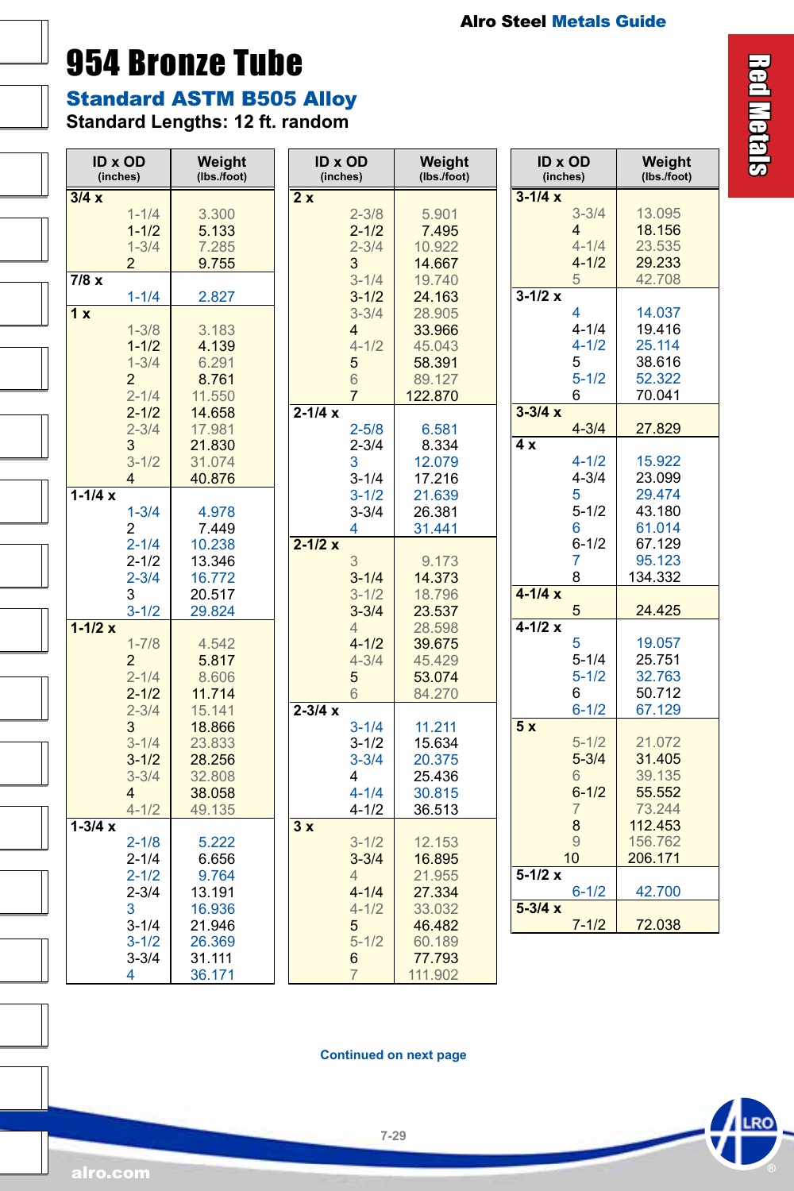# 954 Bronze Tube

## Standard ASTM B505 Alloy

**Standard Lengths: 12 ft. random**

| ID x OD (inches) | Weight (lbs./foot) |
|---|---|
| **3/4 x** | |
| 1-1/4 | 3.300 |
| 1-1/2 | 5.133 |
| 1-3/4 | 7.285 |
| 2 | 9.755 |
| **7/8 x** | |
| 1-1/4 | 2.827 |
| **1 x** | |
| 1-3/8 | 3.183 |
| 1-1/2 | 4.139 |
| 1-3/4 | 6.291 |
| 2 | 8.761 |
| 2-1/4 | 11.550 |
| 2-1/2 | 14.658 |
| 2-3/4 | 17.981 |
| 3 | 21.830 |
| 3-1/2 | 31.074 |
| 4 | 40.876 |
| **1-1/4 x** | |
| 1-3/4 | 4.978 |
| 2 | 7.449 |
| 2-1/4 | 10.238 |
| 2-1/2 | 13.346 |
| 2-3/4 | 16.772 |
| 3 | 20.517 |
| 3-1/2 | 29.824 |
| **1-1/2 x** | |
| 1-7/8 | 4.542 |
| 2 | 5.817 |
| 2-1/4 | 8.606 |
| 2-1/2 | 11.714 |
| 2-3/4 | 15.141 |
| 3 | 18.866 |
| 3-1/4 | 23.833 |
| 3-1/2 | 28.256 |
| 3-3/4 | 32.808 |
| 4 | 38.058 |
| 4-1/2 | 49.135 |
| **1-3/4 x** | |
| 2-1/8 | 5.222 |
| 2-1/4 | 6.656 |
| 2-1/2 | 9.764 |
| 2-3/4 | 13.191 |
| 3 | 16.936 |
| 3-1/4 | 21.946 |
| 3-1/2 | 26.369 |
| 3-3/4 | 31.111 |
| 4 | 36.171 |
| **2 x** | |
| 2-3/8 | 5.901 |
| 2-1/2 | 7.495 |
| 2-3/4 | 10.922 |
| 3 | 14.667 |
| 3-1/4 | 19.740 |
| 3-1/2 | 24.163 |
| 3-3/4 | 28.905 |
| 4 | 33.966 |
| 4-1/2 | 45.043 |
| 5 | 58.391 |
| 6 | 89.127 |
| 7 | 122.870 |
| **2-1/4 x** | |
| 2-5/8 | 6.581 |
| 2-3/4 | 8.334 |
| 3 | 12.079 |
| 3-1/4 | 17.216 |
| 3-1/2 | 21.639 |
| 3-3/4 | 26.381 |
| 4 | 31.441 |
| **2-1/2 x** | |
| 3 | 9.173 |
| 3-1/4 | 14.373 |
| 3-1/2 | 18.796 |
| 3-3/4 | 23.537 |
| 4 | 28.598 |
| 4-1/2 | 39.675 |
| 4-3/4 | 45.429 |
| 5 | 53.074 |
| 6 | 84.270 |
| **2-3/4 x** | |
| 3-1/4 | 11.211 |
| 3-1/2 | 15.634 |
| 3-3/4 | 20.375 |
| 4 | 25.436 |
| 4-1/4 | 30.815 |
| 4-1/2 | 36.513 |
| **3 x** | |
| 3-1/2 | 12.153 |
| 3-3/4 | 16.895 |
| 4 | 21.955 |
| 4-1/4 | 27.334 |
| 4-1/2 | 33.032 |
| 5 | 46.482 |
| 5-1/2 | 60.189 |
| 6 | 77.793 |
| 7 | 111.902 |
| **3-1/4 x** | |
| 3-3/4 | 13.095 |
| 4 | 18.156 |
| 4-1/4 | 23.535 |
| 4-1/2 | 29.233 |
| 5 | 42.708 |
| **3-1/2 x** | |
| 4 | 14.037 |
| 4-1/4 | 19.416 |
| 4-1/2 | 25.114 |
| 5 | 38.616 |
| 5-1/2 | 52.322 |
| 6 | 70.041 |
| **3-3/4 x** | |
| 4-3/4 | 27.829 |
| **4 x** | |
| 4-1/2 | 15.922 |
| 4-3/4 | 23.099 |
| 5 | 29.474 |
| 5-1/2 | 43.180 |
| 6 | 61.014 |
| 6-1/2 | 67.129 |
| 7 | 95.123 |
| 8 | 134.332 |
| **4-1/4 x** | |
| 5 | 24.425 |
| **4-1/2 x** | |
| 5 | 19.057 |
| 5-1/4 | 25.751 |
| 5-1/2 | 32.763 |
| 6 | 50.712 |
| 6-1/2 | 67.129 |
| **5 x** | |
| 5-1/2 | 21.072 |
| 5-3/4 | 31.405 |
| 6 | 39.135 |
| 6-1/2 | 55.552 |
| 7 | 73.244 |
| 8 | 112.453 |
| 9 | 156.762 |
| 10 | 206.171 |
| **5-1/2 x** | |
| 6-1/2 | 42.700 |
| **5-3/4 x** | |
| 7-1/2 | 72.038 |

Continued on next page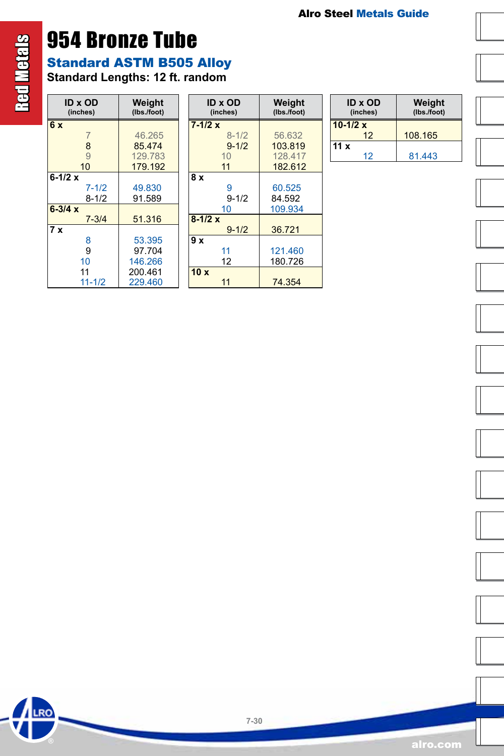# 954 Bronze Tube

## Standard ASTM B505 Alloy

**Standard Lengths: 12 ft. random**

| ID x OD (inches) | Weight (lbs./foot) |
|---|---|
| **6 x** | |
| 7 | 46.265 |
| 8 | 85.474 |
| 9 | 129.783 |
| 10 | 179.192 |
| **6-1/2 x** | |
| 7-1/2 | 49.830 |
| 8-1/2 | 91.589 |
| **6-3/4 x** | |
| 7-3/4 | 51.316 |
| **7 x** | |
| 8 | 53.395 |
| 9 | 97.704 |
| 10 | 146.266 |
| 11 | 200.461 |
| 11-1/2 | 229.460 |
| **7-1/2 x** | |
| 8-1/2 | 56.632 |
| 9-1/2 | 103.819 |
| 10 | 128.417 |
| 11 | 182.612 |
| **8 x** | |
| 9 | 60.525 |
| 9-1/2 | 84.592 |
| 10 | 109.934 |
| **8-1/2 x** | |
| 9-1/2 | 36.721 |
| **9 x** | |
| 11 | 121.460 |
| 12 | 180.726 |
| **10 x** | |
| 11 | 74.354 |
| **10-1/2 x** | |
| 12 | 108.165 |
| **11 x** | |
| 12 | 81.443 |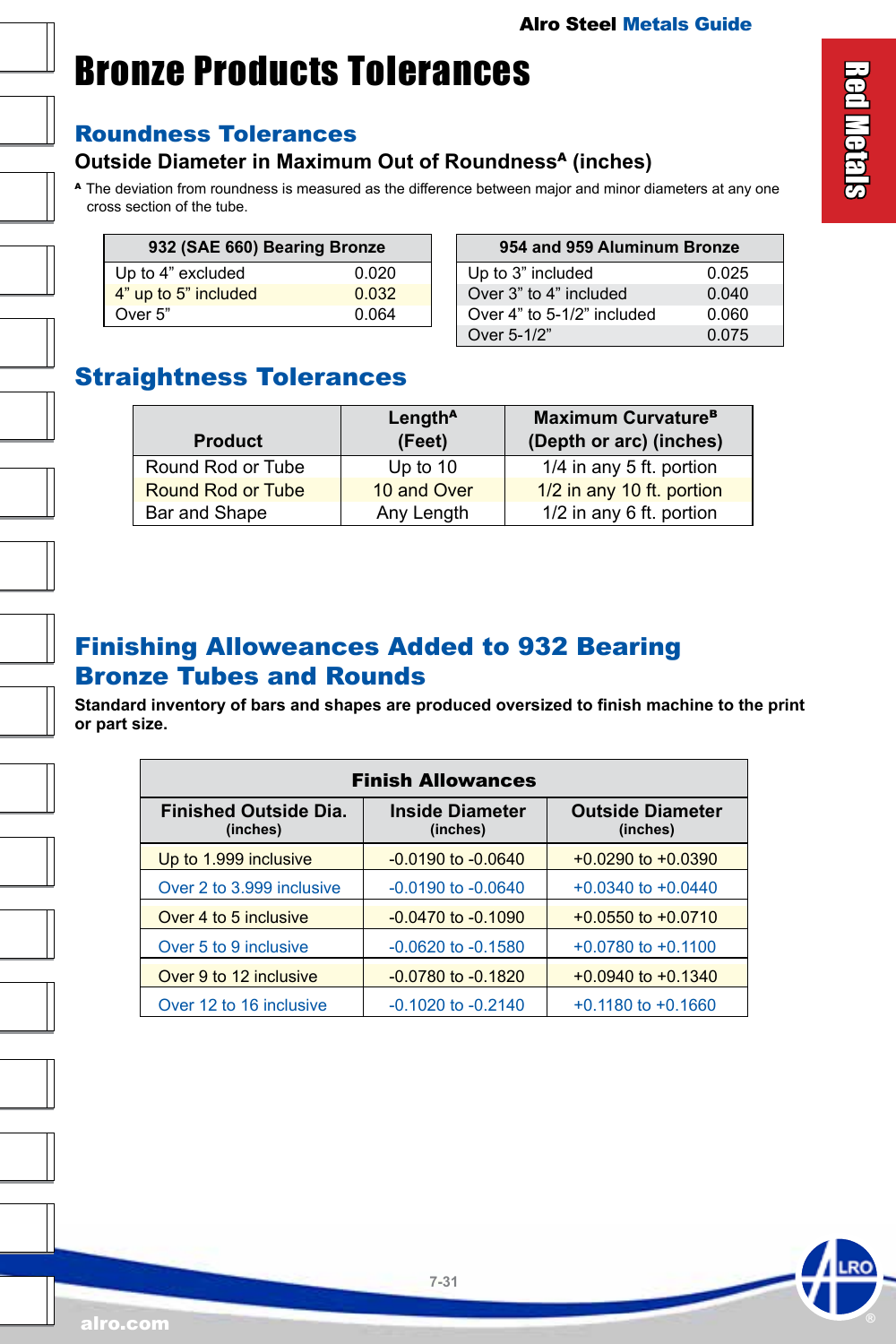# Bronze Products Tolerances

## Roundness Tolerances

### Outside Diameter in Maximum Out of Roundness[A] (inches)

[A] The deviation from roundness is measured as the difference between major and minor diameters at any one cross section of the tube.

| 932 (SAE 660) Bearing Bronze | |
|---|---|
| Up to 4" excluded | 0.020 |
| 4" up to 5" included | 0.032 |
| Over 5" | 0.064 |

| 954 and 959 Aluminum Bronze | |
|---|---|
| Up to 3" included | 0.025 |
| Over 3" to 4" included | 0.040 |
| Over 4" to 5-1/2" included | 0.060 |
| Over 5-1/2" | 0.075 |

## Straightness Tolerances

| Product | Length[A] (Feet) | Maximum Curvature[B] (Depth or arc) (inches) |
|---|---|---|
| Round Rod or Tube | Up to 10 | 1/4 in any 5 ft. portion |
| Round Rod or Tube | 10 and Over | 1/2 in any 10 ft. portion |
| Bar and Shape | Any Length | 1/2 in any 6 ft. portion |

## Finishing Alloweances Added to 932 Bearing Bronze Tubes and Rounds

**Standard inventory of bars and shapes are produced oversized to finish machine to the print or part size.**

| Finish Allowances | | |
|---|---|---|
| Finished Outside Dia. (inches) | Inside Diameter (inches) | Outside Diameter (inches) |
| Up to 1.999 inclusive | -0.0190 to -0.0640 | +0.0290 to +0.0390 |
| Over 2 to 3.999 inclusive | -0.0190 to -0.0640 | +0.0340 to +0.0440 |
| Over 4 to 5 inclusive | -0.0470 to -0.1090 | +0.0550 to +0.0710 |
| Over 5 to 9 inclusive | -0.0620 to -0.1580 | +0.0780 to +0.1100 |
| Over 9 to 12 inclusive | -0.0780 to -0.1820 | +0.0940 to +0.1340 |
| Over 12 to 16 inclusive | -0.1020 to -0.2140 | +0.1180 to +0.1660 |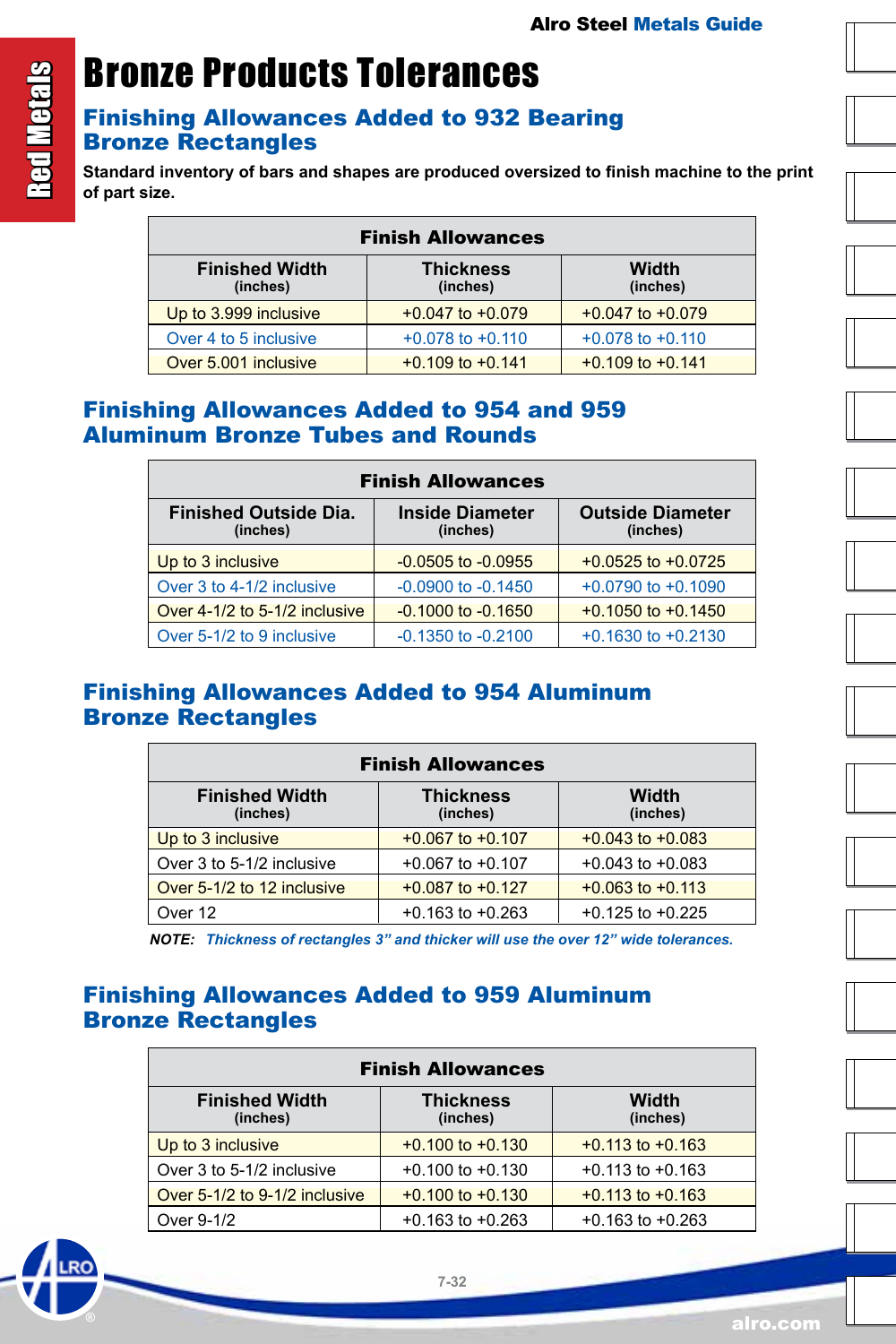# Bronze Products Tolerances

## Finishing Allowances Added to 932 Bearing Bronze Rectangles

**Standard inventory of bars and shapes are produced oversized to finish machine to the print of part size.**

| Finish Allowances | | |
|---|---|---|
| **Finished Width** (inches) | **Thickness** (inches) | **Width** (inches) |
| Up to 3.999 inclusive | +0.047 to +0.079 | +0.047 to +0.079 |
| Over 4 to 5 inclusive | +0.078 to +0.110 | +0.078 to +0.110 |
| Over 5.001 inclusive | +0.109 to +0.141 | +0.109 to +0.141 |

## Finishing Allowances Added to 954 and 959 Aluminum Bronze Tubes and Rounds

| Finish Allowances | | |
|---|---|---|
| **Finished Outside Dia.** (inches) | **Inside Diameter** (inches) | **Outside Diameter** (inches) |
| Up to 3 inclusive | -0.0505 to -0.0955 | +0.0525 to +0.0725 |
| Over 3 to 4-1/2 inclusive | -0.0900 to -0.1450 | +0.0790 to +0.1090 |
| Over 4-1/2 to 5-1/2 inclusive | -0.1000 to -0.1650 | +0.1050 to +0.1450 |
| Over 5-1/2 to 9 inclusive | -0.1350 to -0.2100 | +0.1630 to +0.2130 |

## Finishing Allowances Added to 954 Aluminum Bronze Rectangles

| Finish Allowances | | |
|---|---|---|
| **Finished Width** (inches) | **Thickness** (inches) | **Width** (inches) |
| Up to 3 inclusive | +0.067 to +0.107 | +0.043 to +0.083 |
| Over 3 to 5-1/2 inclusive | +0.067 to +0.107 | +0.043 to +0.083 |
| Over 5-1/2 to 12 inclusive | +0.087 to +0.127 | +0.063 to +0.113 |
| Over 12 | +0.163 to +0.263 | +0.125 to +0.225 |

***NOTE:*** *Thickness of rectangles 3" and thicker will use the over 12" wide tolerances.*

## Finishing Allowances Added to 959 Aluminum Bronze Rectangles

| Finish Allowances | | |
|---|---|---|
| **Finished Width** (inches) | **Thickness** (inches) | **Width** (inches) |
| Up to 3 inclusive | +0.100 to +0.130 | +0.113 to +0.163 |
| Over 3 to 5-1/2 inclusive | +0.100 to +0.130 | +0.113 to +0.163 |
| Over 5-1/2 to 9-1/2 inclusive | +0.100 to +0.130 | +0.113 to +0.163 |
| Over 9-1/2 | +0.163 to +0.263 | +0.163 to +0.263 |